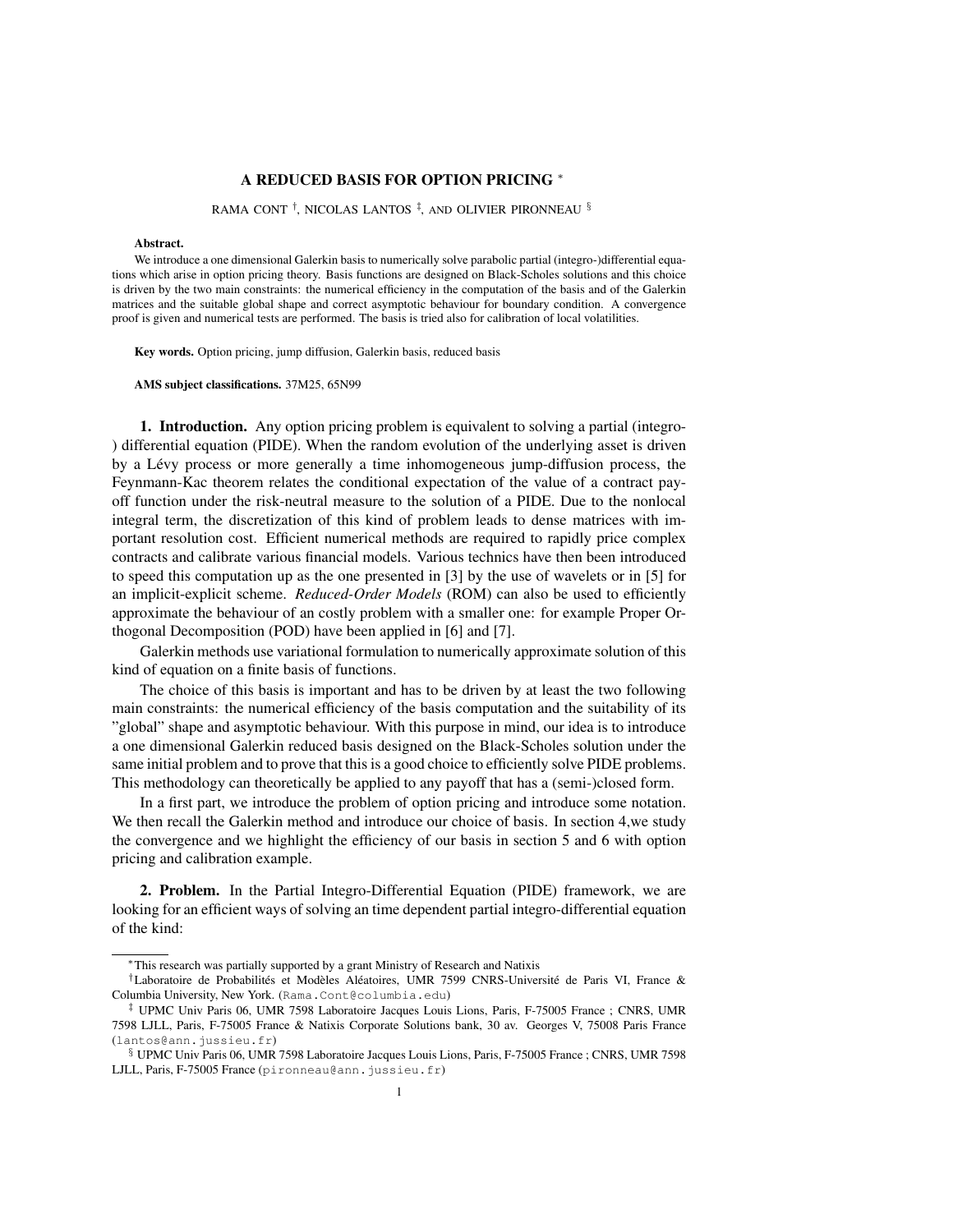# A REDUCED BASIS FOR OPTION PRICING *

RAMA CONT †, NICOLAS LANTOS ‡, AND OLIVIER PIRONNEAU §

**Abstract.**

We introduce a one dimensional Galerkin basis to numerically solve parabolic partial (integro-)differential equations which arise in option pricing theory. Basis functions are designed on Black-Scholes solutions and this choice is driven by the two main constraints: the numerical efficiency in the computation of the basis and of the Galerkin matrices and the suitable global shape and correct asymptotic behaviour for boundary condition. A convergence proof is given and numerical tests are performed. The basis is tried also for calibration of local volatilities.

**Key words.** Option pricing, jump diffusion, Galerkin basis, reduced basis

**AMS subject classifications.** 37M25, 65N99

## 1. Introduction.

Any option pricing problem is equivalent to solving a partial (integro-) differential equation (PIDE). When the random evolution of the underlying asset is driven by a Lévy process or more generally a time inhomogeneous jump-diffusion process, the Feynmann-Kac theorem relates the conditional expectation of the value of a contract payoff function under the risk-neutral measure to the solution of a PIDE. Due to the nonlocal integral term, the discretization of this kind of problem leads to dense matrices with important resolution cost. Efficient numerical methods are required to rapidly price complex contracts and calibrate various financial models. Various technics have then been introduced to speed this computation up as the one presented in [3] by the use of wavelets or in [5] for an implicit-explicit scheme. *Reduced-Order Models* (ROM) can also be used to efficiently approximate the behaviour of an costly problem with a smaller one: for example Proper Orthogonal Decomposition (POD) have been applied in [6] and [7].

Galerkin methods use variational formulation to numerically approximate solution of this kind of equation on a finite basis of functions.

The choice of this basis is important and has to be driven by at least the two following main constraints: the numerical efficiency of the basis computation and the suitability of its "global" shape and asymptotic behaviour. With this purpose in mind, our idea is to introduce a one dimensional Galerkin reduced basis designed on the Black-Scholes solution under the same initial problem and to prove that this is a good choice to efficiently solve PIDE problems. This methodology can theoretically be applied to any payoff that has a (semi-)closed form.

In a first part, we introduce the problem of option pricing and introduce some notation. We then recall the Galerkin method and introduce our choice of basis. In section 4,we study the convergence and we highlight the efficiency of our basis in section 5 and 6 with option pricing and calibration example.

## 2. Problem.

In the Partial Integro-Differential Equation (PIDE) framework, we are looking for an efficient ways of solving an time dependent partial integro-differential equation of the kind:

---

*This research was partially supported by a grant Ministry of Research and Natixis

†Laboratoire de Probabilités et Modèles Aléatoires, UMR 7599 CNRS-Université de Paris VI, France & Columbia University, New York. (Rama.Cont@columbia.edu)

‡ UPMC Univ Paris 06, UMR 7598 Laboratoire Jacques Louis Lions, Paris, F-75005 France ; CNRS, UMR 7598 LJLL, Paris, F-75005 France & Natixis Corporate Solutions bank, 30 av. Georges V, 75008 Paris France (lantos@ann.jussieu.fr)

§ UPMC Univ Paris 06, UMR 7598 Laboratoire Jacques Louis Lions, Paris, F-75005 France ; CNRS, UMR 7598 LJLL, Paris, F-75005 France (pironneau@ann.jussieu.fr)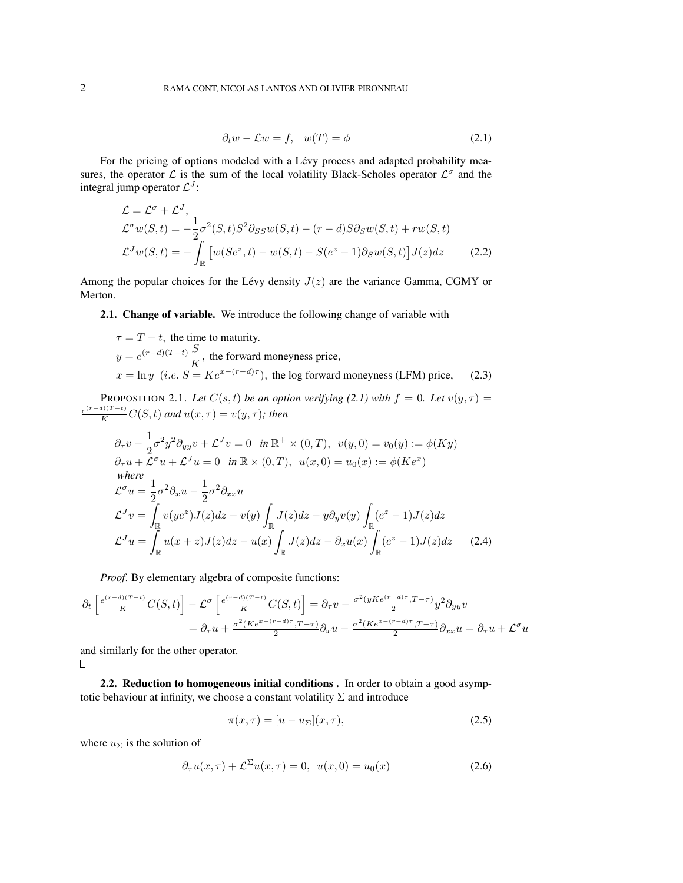$$\partial_t w - \mathcal{L}w = f, \quad w(T) = \phi \tag{2.1}$$

For the pricing of options modeled with a Lévy process and adapted probability measures, the operator $\mathcal{L}$ is the sum of the local volatility Black-Scholes operator $\mathcal{L}^\sigma$ and the integral jump operator $\mathcal{L}^J$:

$$\begin{aligned}
&\mathcal{L} = \mathcal{L}^\sigma + \mathcal{L}^J, \\
&\mathcal{L}^\sigma w(S,t) = -\frac{1}{2}\sigma^2(S,t)S^2\partial_{SS}w(S,t) - (r-d)S\partial_S w(S,t) + rw(S,t) \\
&\mathcal{L}^J w(S,t) = -\int_{\mathbb{R}} \left[w(Se^z,t) - w(S,t) - S(e^z-1)\partial_S w(S,t)\right] J(z)dz
\end{aligned} \tag{2.2}$$

Among the popular choices for the Lévy density $J(z)$ are the variance Gamma, CGMY or Merton.

**2.1. Change of variable.** We introduce the following change of variable with

$$\begin{aligned}
&\tau = T - t, \text{ the time to maturity.} \\
&y = e^{(r-d)(T-t)}\frac{S}{K}, \text{ the forward moneyness price,} \\
&x = \ln y \ \ (i.e.\ S = Ke^{x-(r-d)\tau}), \text{ the log forward moneyness (LFM) price,}
\end{aligned} \tag{2.3}$$

PROPOSITION 2.1. *Let $C(s,t)$ be an option verifying (2.1) with $f = 0$. Let $v(y,\tau) = \frac{e^{(r-d)(T-t)}}{K}C(S,t)$ and $u(x,\tau) = v(y,\tau)$; then*

$$\begin{aligned}
&\partial_\tau v - \frac{1}{2}\sigma^2 y^2 \partial_{yy} v + \mathcal{L}^J v = 0 \quad \text{in } \mathbb{R}^+ \times (0,T), \ \ v(y,0) = v_0(y) := \phi(Ky) \\
&\partial_\tau u + \mathcal{L}^\sigma u + \mathcal{L}^J u = 0 \quad \text{in } \mathbb{R} \times (0,T), \ \ u(x,0) = u_0(x) := \phi(Ke^x) \\
&\textit{where} \\
&\mathcal{L}^\sigma u = \frac{1}{2}\sigma^2 \partial_x u - \frac{1}{2}\sigma^2 \partial_{xx} u \\
&\mathcal{L}^J v = \int_{\mathbb{R}} v(ye^z)J(z)dz - v(y)\int_{\mathbb{R}} J(z)dz - y\partial_y v(y)\int_{\mathbb{R}}(e^z-1)J(z)dz \\
&\mathcal{L}^J u = \int_{\mathbb{R}} u(x+z)J(z)dz - u(x)\int_{\mathbb{R}} J(z)dz - \partial_x u(x)\int_{\mathbb{R}}(e^z-1)J(z)dz
\end{aligned} \tag{2.4}$$

*Proof.* By elementary algebra of composite functions:

$$\begin{aligned}
\partial_t \left[\tfrac{e^{(r-d)(T-t)}}{K}C(S,t)\right] - \mathcal{L}^\sigma \left[\tfrac{e^{(r-d)(T-t)}}{K}C(S,t)\right] &= \partial_\tau v - \tfrac{\sigma^2(yKe^{(r-d)\tau}, T-\tau)}{2}y^2\partial_{yy}v \\
&= \partial_\tau u + \tfrac{\sigma^2(Ke^{x-(r-d)\tau}, T-\tau)}{2}\partial_x u - \tfrac{\sigma^2(Ke^{x-(r-d)\tau}, T-\tau)}{2}\partial_{xx} u = \partial_\tau u + \mathcal{L}^\sigma u
\end{aligned}$$

and similarly for the other operator.
$\square$

**2.2. Reduction to homogeneous initial conditions .** In order to obtain a good asymptotic behaviour at infinity, we choose a constant volatility $\Sigma$ and introduce

$$\pi(x,\tau) = [u - u_\Sigma](x,\tau), \tag{2.5}$$

where $u_\Sigma$ is the solution of

$$\partial_\tau u(x,\tau) + \mathcal{L}^\Sigma u(x,\tau) = 0, \ \ u(x,0) = u_0(x) \tag{2.6}$$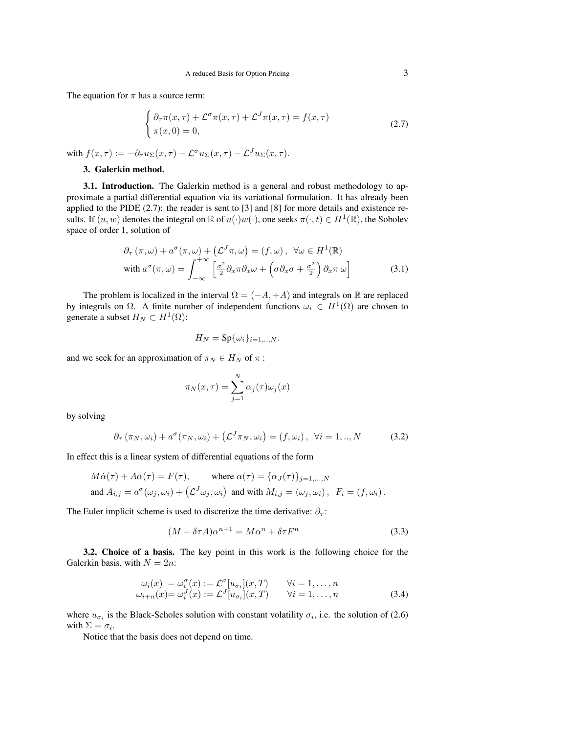The equation for $\pi$ has a source term:

$$
\begin{cases} \partial_\tau \pi(x,\tau) + \mathcal{L}^\sigma \pi(x,\tau) + \mathcal{L}^J \pi(x,\tau) = f(x,\tau) \\ \pi(x,0) = 0, \end{cases} \tag{2.7}
$$

with $f(x,\tau) := -\partial_\tau u_\Sigma(x,\tau) - \mathcal{L}^\sigma u_\Sigma(x,\tau) - \mathcal{L}^J u_\Sigma(x,\tau)$.

## 3. Galerkin method.

**3.1. Introduction.** The Galerkin method is a general and robust methodology to approximate a partial differential equation via its variational formulation. It has already been applied to the PIDE (2.7): the reader is sent to [3] and [8] for more details and existence results. If $(u,w)$ denotes the integral on $\mathbb{R}$ of $u(\cdot)w(\cdot)$, one seeks $\pi(\cdot,t) \in H^1(\mathbb{R})$, the Sobolev space of order 1, solution of

$$
\begin{aligned}
&\partial_\tau (\pi,\omega) + a^\sigma(\pi,\omega) + \left(\mathcal{L}^J \pi, \omega\right) = (f,\omega), \ \ \forall \omega \in H^1(\mathbb{R}) \\
&\text{with } a^\sigma(\pi,\omega) = \int_{-\infty}^{+\infty} \left[ \tfrac{\sigma^2}{2} \partial_x \pi \partial_x \omega + \left( \sigma \partial_x \sigma + \tfrac{\sigma^2}{2} \right) \partial_x \pi \, \omega \right]
\end{aligned} \tag{3.1}
$$

The problem is localized in the interval $\Omega = (-A,+A)$ and integrals on $\mathbb{R}$ are replaced by integrals on $\Omega$. A finite number of independent functions $\omega_i \in H^1(\Omega)$ are chosen to generate a subset $H_N \subset H^1(\Omega)$:

$$
H_N = \mathrm{Sp}\{\omega_i\}_{i=1,..,N}.
$$

and we seek for an approximation of $\pi_N \in H_N$ of $\pi$ :

$$
\pi_N(x,\tau) = \sum_{j=1}^{N} \alpha_j(\tau) \omega_j(x)
$$

by solving

$$
\partial_\tau (\pi_N,\omega_i) + a^\sigma(\pi_N,\omega_i) + \left(\mathcal{L}^J \pi_N, \omega_i\right) = (f,\omega_i), \ \ \forall i = 1,..,N \tag{3.2}
$$

In effect this is a linear system of differential equations of the form

$$
\begin{aligned}
&M\dot{\alpha}(\tau) + A\alpha(\tau) = F(\tau), \qquad \text{where } \alpha(\tau) = \{\alpha_J(\tau)\}_{j=1,\dots,N} \\
&\text{and } A_{i,j} = a^\sigma(\omega_j,\omega_i) + \left(\mathcal{L}^J \omega_j, \omega_i\right) \text{ and with } M_{i,j} = (\omega_j,\omega_i), \ \ F_i = (f,\omega_i).
\end{aligned}
$$

The Euler implicit scheme is used to discretize the time derivative: $\partial_\tau$:

$$
(M + \delta\tau A)\alpha^{n+1} = M\alpha^n + \delta\tau F^n \tag{3.3}
$$

**3.2. Choice of a basis.** The key point in this work is the following choice for the Galerkin basis, with $N = 2n$:

$$
\begin{aligned}
\omega_i(x) &= \omega_i^\sigma(x) := \mathcal{L}^\sigma[u_{\sigma_i}](x,T) \qquad \forall i = 1,\dots,n \\
\omega_{i+n}(x) &= \omega_i^J(x) := \mathcal{L}^J[u_{\sigma_i}](x,T) \qquad \forall i = 1,\dots,n
\end{aligned} \tag{3.4}
$$

where $u_{\sigma_i}$ is the Black-Scholes solution with constant volatility $\sigma_i$, i.e. the solution of (2.6) with $\Sigma = \sigma_i$.

Notice that the basis does not depend on time.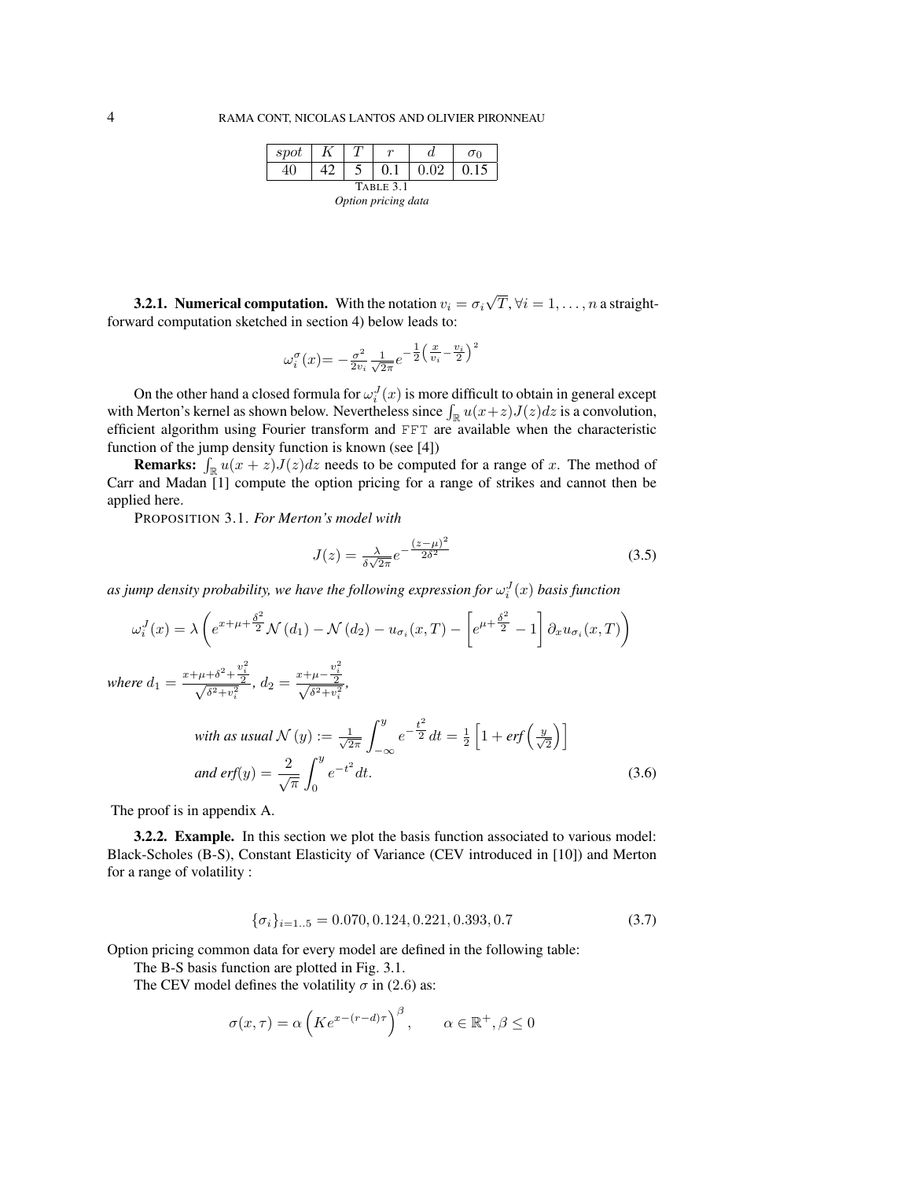| $spot$ | $K$ | $T$ | $r$ | $d$ | $\sigma_0$ |
|---|---|---|---|---|---|
| 40 | 42 | 5 | 0.1 | 0.02 | 0.15 |

TABLE 3.1
*Option pricing data*

**3.2.1. Numerical computation.** With the notation $v_i = \sigma_i \sqrt{T}, \forall i = 1, \ldots, n$ a straightforward computation sketched in section 4) below leads to:

$$\omega_i^\sigma(x) = -\frac{\sigma^2}{2v_i}\frac{1}{\sqrt{2\pi}}e^{-\frac{1}{2}\left(\frac{x}{v_i}-\frac{v_i}{2}\right)^2}$$

On the other hand a closed formula for $\omega_i^J(x)$ is more difficult to obtain in general except with Merton's kernel as shown below. Nevertheless since $\int_{\mathbb{R}} u(x+z)J(z)dz$ is a convolution, efficient algorithm using Fourier transform and `FFT` are available when the characteristic function of the jump density function is known (see [4])

**Remarks:** $\int_{\mathbb{R}} u(x+z)J(z)dz$ needs to be computed for a range of $x$. The method of Carr and Madan [1] compute the option pricing for a range of strikes and cannot then be applied here.

PROPOSITION 3.1. *For Merton's model with*

$$J(z) = \frac{\lambda}{\delta\sqrt{2\pi}}e^{-\frac{(z-\mu)^2}{2\delta^2}} \tag{3.5}$$

*as jump density probability, we have the following expression for $\omega_i^J(x)$ basis function*

$$\omega_i^J(x) = \lambda\left(e^{x+\mu+\frac{\delta^2}{2}}\mathcal{N}(d_1) - \mathcal{N}(d_2) - u_{\sigma_i}(x,T) - \left[e^{\mu+\frac{\delta^2}{2}} - 1\right]\partial_x u_{\sigma_i}(x,T)\right)$$

*where* $d_1 = \frac{x+\mu+\delta^2+\frac{v_i^2}{2}}{\sqrt{\delta^2+v_i^2}}$, $d_2 = \frac{x+\mu-\frac{v_i^2}{2}}{\sqrt{\delta^2+v_i^2}}$,

$$\text{with as usual } \mathcal{N}(y) := \frac{1}{\sqrt{2\pi}}\int_{-\infty}^{y} e^{-\frac{t^2}{2}}dt = \frac{1}{2}\left[1 + erf\left(\frac{y}{\sqrt{2}}\right)\right]$$
$$\text{and } erf(y) = \frac{2}{\sqrt{\pi}}\int_0^y e^{-t^2}dt. \tag{3.6}$$

The proof is in appendix A.

**3.2.2. Example.** In this section we plot the basis function associated to various model: Black-Scholes (B-S), Constant Elasticity of Variance (CEV introduced in [10]) and Merton for a range of volatility :

$$\{\sigma_i\}_{i=1..5} = 0.070, 0.124, 0.221, 0.393, 0.7 \tag{3.7}$$

Option pricing common data for every model are defined in the following table:

The B-S basis function are plotted in Fig. 3.1.

The CEV model defines the volatility $\sigma$ in (2.6) as:

$$\sigma(x,\tau) = \alpha\left(Ke^{x-(r-d)\tau}\right)^\beta, \qquad \alpha \in \mathbb{R}^+, \beta \le 0$$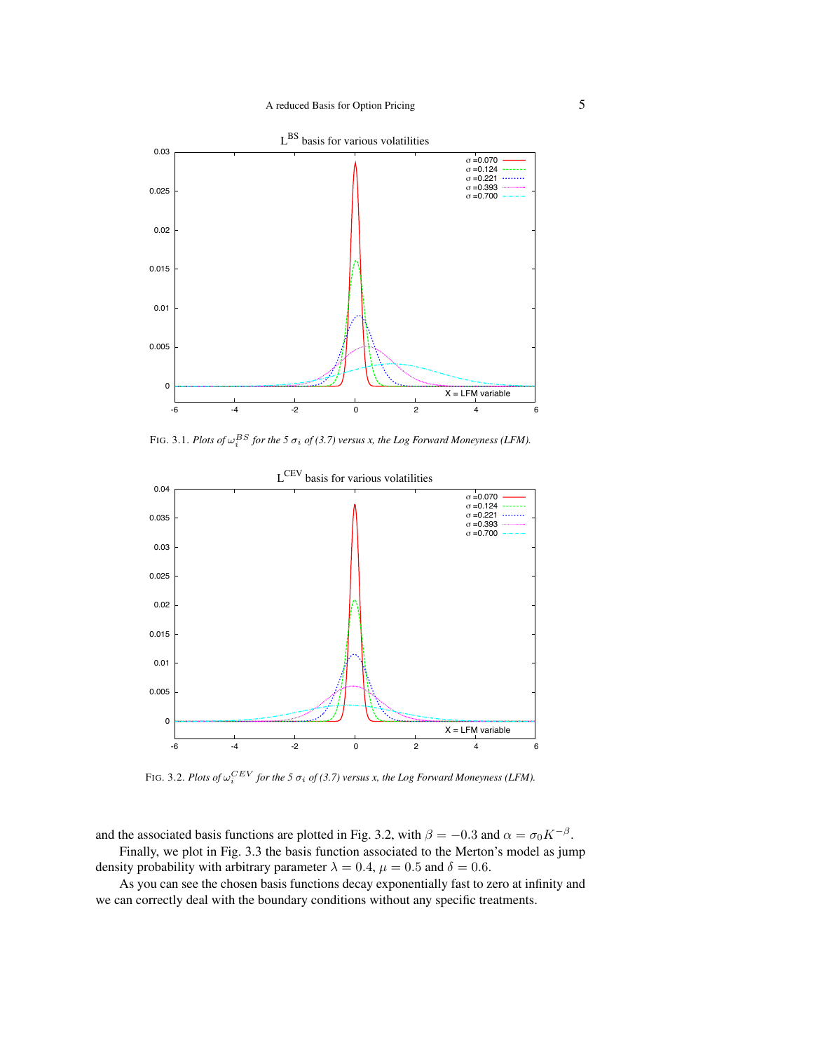FIG. 3.1. *Plots of $\omega_i^{BS}$ for the 5 $\sigma_i$ of (3.7) versus x, the Log Forward Moneyness (LFM).*

FIG. 3.2. *Plots of $\omega_i^{CEV}$ for the 5 $\sigma_i$ of (3.7) versus x, the Log Forward Moneyness (LFM).*

and the associated basis functions are plotted in Fig. 3.2, with $\beta = -0.3$ and $\alpha = \sigma_0 K^{-\beta}$.

Finally, we plot in Fig. 3.3 the basis function associated to the Merton's model as jump density probability with arbitrary parameter $\lambda = 0.4$, $\mu = 0.5$ and $\delta = 0.6$.

As you can see the chosen basis functions decay exponentially fast to zero at infinity and we can correctly deal with the boundary conditions without any specific treatments.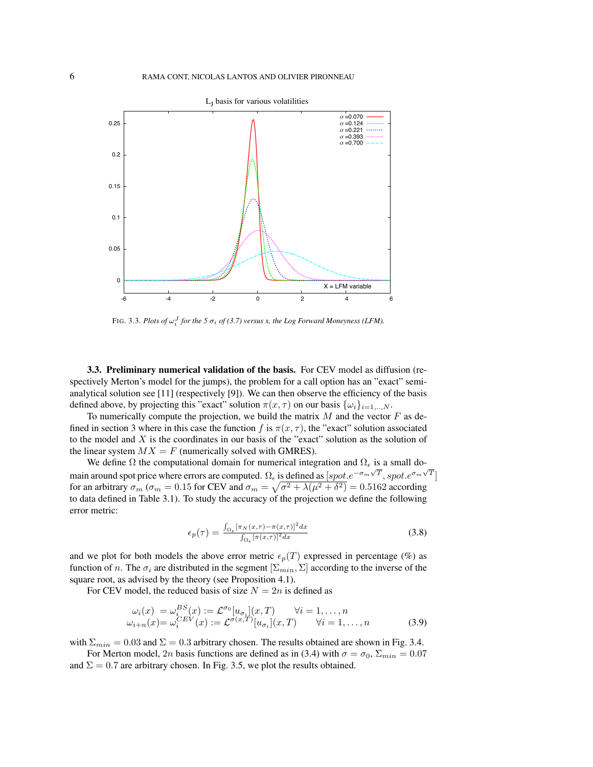FIG. 3.3. *Plots of $\omega_i^J$ for the 5 $\sigma_i$ of (3.7) versus x, the Log Forward Moneyness (LFM).*

**3.3. Preliminary numerical validation of the basis.** For CEV model as diffusion (respectively Merton's model for the jumps), the problem for a call option has an "exact" semi-analytical solution see [11] (respectively [9]). We can then observe the efficiency of the basis defined above, by projecting this "exact" solution $\pi(x, \tau)$ on our basis $\{\omega_i\}_{i=1,..,N}$.

To numerically compute the projection, we build the matrix $M$ and the vector $F$ as defined in section 3 where in this case the function $f$ is $\pi(x, \tau)$, the "exact" solution associated to the model and $X$ is the coordinates in our basis of the "exact" solution as the solution of the linear system $MX = F$ (numerically solved with GMRES).

We define $\Omega$ the computational domain for numerical integration and $\Omega_\epsilon$ is a small domain around spot price where errors are computed. $\Omega_\epsilon$ is defined as $[spot.e^{-\sigma_m\sqrt{T}}, spot.e^{\sigma_m\sqrt{T}}]$ for an arbitrary $\sigma_m$ ($\sigma_m = 0.15$ for CEV and $\sigma_m = \sqrt{\sigma^2 + \lambda(\mu^2 + \delta^2)} = 0.5162$ according to data defined in Table 3.1). To study the accuracy of the projection we define the following error metric:

$$\epsilon_p(\tau) = \frac{\int_{\Omega_\epsilon}[\pi_N(x,\tau) - \pi(x,\tau)]^2 dx}{\int_{\Omega_\epsilon}[\pi(x,\tau)]^2 dx} \tag{3.8}$$

and we plot for both models the above error metric $\epsilon_p(T)$ expressed in percentage (%) as function of $n$. The $\sigma_i$ are distributed in the segment $[\Sigma_{min}, \Sigma]$ according to the inverse of the square root, as advised by the theory (see Proposition 4.1).

For CEV model, the reduced basis of size $N = 2n$ is defined as

$$\begin{aligned} \omega_i(x) &= \omega_i^{BS}(x) := \mathcal{L}^{\sigma_0}[u_{\sigma_i}](x, T) \qquad \forall i = 1, \ldots, n \\ \omega_{i+n}(x) &= \omega_i^{CEV}(x) := \mathcal{L}^{\sigma(x,T)}[u_{\sigma_i}](x, T) \qquad \forall i = 1, \ldots, n \end{aligned} \tag{3.9}$$

with $\Sigma_{min} = 0.03$ and $\Sigma = 0.3$ arbitrary chosen. The results obtained are shown in Fig. 3.4.

For Merton model, $2n$ basis functions are defined as in (3.4) with $\sigma = \sigma_0$, $\Sigma_{min} = 0.07$ and $\Sigma = 0.7$ are arbitrary chosen. In Fig. 3.5, we plot the results obtained.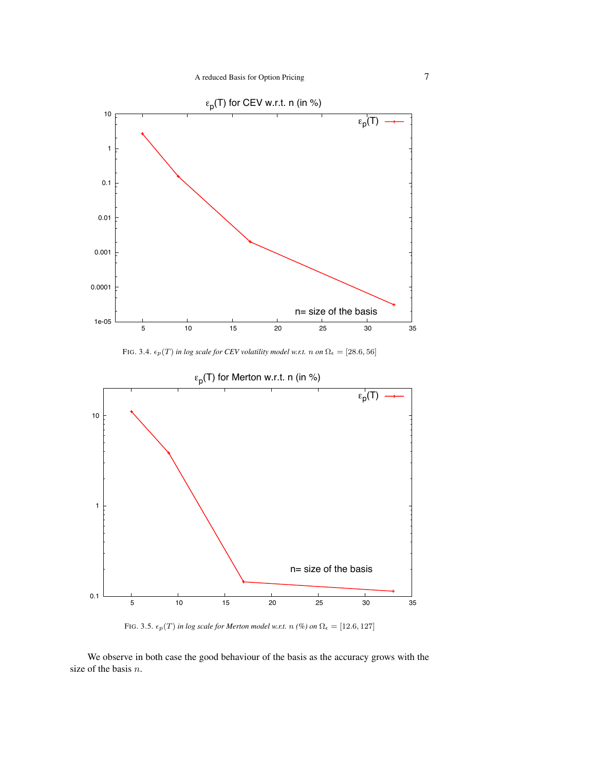FIG. 3.4. *$\epsilon_p(T)$ in log scale for CEV volatility model w.r.t. $n$ on $\Omega_\epsilon = [28.6, 56]$*

FIG. 3.5. *$\epsilon_p(T)$ in log scale for Merton model w.r.t. $n$ (%) on $\Omega_\epsilon = [12.6, 127]$*

We observe in both case the good behaviour of the basis as the accuracy grows with the size of the basis $n$.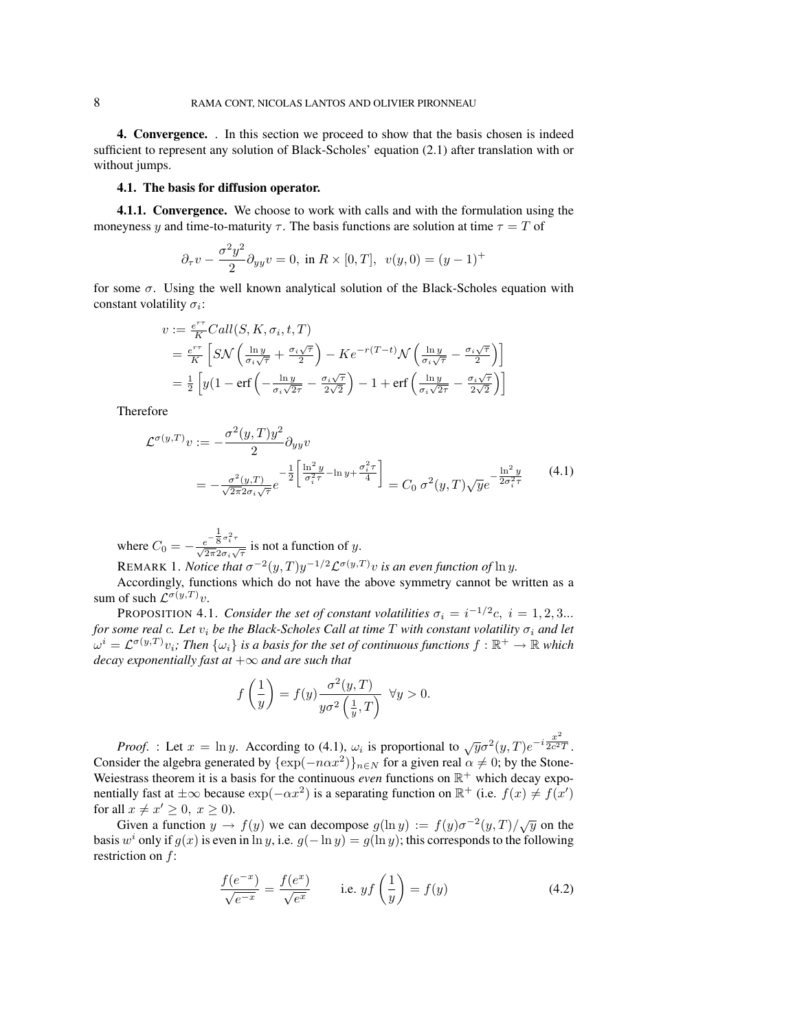**4. Convergence.** . In this section we proceed to show that the basis chosen is indeed sufficient to represent any solution of Black-Scholes' equation (2.1) after translation with or without jumps.

**4.1. The basis for diffusion operator.**

**4.1.1. Convergence.** We choose to work with calls and with the formulation using the moneyness $y$ and time-to-maturity $\tau$. The basis functions are solution at time $\tau = T$ of

$$\partial_\tau v - \frac{\sigma^2 y^2}{2}\partial_{yy} v = 0, \text{ in } R \times [0,T], \;\; v(y,0) = (y-1)^+$$

for some $\sigma$. Using the well known analytical solution of the Black-Scholes equation with constant volatility $\sigma_i$:

$$\begin{aligned}
v &:= \tfrac{e^{r\tau}}{K} Call(S, K, \sigma_i, t, T) \\
&= \tfrac{e^{r\tau}}{K}\left[ S\mathcal{N}\left(\tfrac{\ln y}{\sigma_i\sqrt{\tau}} + \tfrac{\sigma_i\sqrt{\tau}}{2}\right) - Ke^{-r(T-t)}\mathcal{N}\left(\tfrac{\ln y}{\sigma_i\sqrt{\tau}} - \tfrac{\sigma_i\sqrt{\tau}}{2}\right)\right] \\
&= \tfrac{1}{2}\left[ y(1 - \text{erf}\left(-\tfrac{\ln y}{\sigma_i\sqrt{2\tau}} - \tfrac{\sigma_i\sqrt{\tau}}{2\sqrt{2}}\right) - 1 + \text{erf}\left(\tfrac{\ln y}{\sigma_i\sqrt{2\tau}} - \tfrac{\sigma_i\sqrt{\tau}}{2\sqrt{2}}\right)\right]
\end{aligned}$$

Therefore

$$\begin{aligned}
\mathcal{L}^{\sigma(y,T)} v &:= -\frac{\sigma^2(y,T)y^2}{2}\partial_{yy} v \\
&= -\tfrac{\sigma^2(y,T)}{\sqrt{2\pi}2\sigma_i\sqrt{\tau}} e^{-\frac{1}{2}\left[\frac{\ln^2 y}{\sigma_i^2\tau} - \ln y + \frac{\sigma_i^2\tau}{4}\right]} = C_0\, \sigma^2(y,T)\sqrt{y} e^{-\frac{\ln^2 y}{2\sigma_i^2\tau}}
\end{aligned} \tag{4.1}$$

where $C_0 = -\frac{e^{-\frac{1}{8}\sigma_i^2\tau}}{\sqrt{2\pi}2\sigma_i\sqrt{\tau}}$ is not a function of $y$.

REMARK 1. *Notice that $\sigma^{-2}(y,T)y^{-1/2}\mathcal{L}^{\sigma(y,T)}v$ is an even function of $\ln y$.*

Accordingly, functions which do not have the above symmetry cannot be written as a sum of such $\mathcal{L}^{\sigma(y,T)}v$.

PROPOSITION 4.1. *Consider the set of constant volatilities $\sigma_i = i^{-1/2}c$, $i = 1, 2, 3...$ for some real $c$. Let $v_i$ be the Black-Scholes Call at time $T$ with constant volatility $\sigma_i$ and let $\omega^i = \mathcal{L}^{\sigma(y,T)}v_i$; Then $\{\omega_i\}$ is a basis for the set of continuous functions $f : \mathbb{R}^+ \to \mathbb{R}$ which decay exponentially fast at $+\infty$ and are such that*

$$f\left(\frac{1}{y}\right) = f(y)\frac{\sigma^2(y,T)}{y\sigma^2\left(\frac{1}{y},T\right)} \;\; \forall y > 0.$$

*Proof.* : Let $x = \ln y$. According to (4.1), $\omega_i$ is proportional to $\sqrt{y}\sigma^2(y,T)e^{-i\frac{x^2}{2c^2T}}$. Consider the algebra generated by $\{\exp(-n\alpha x^2)\}_{n\in N}$ for a given real $\alpha \neq 0$; by the Stone-Weiestrass theorem it is a basis for the continuous *even* functions on $\mathbb{R}^+$ which decay exponentially fast at $\pm\infty$ because $\exp(-\alpha x^2)$ is a separating function on $\mathbb{R}^+$ (i.e. $f(x) \neq f(x')$ for all $x \neq x' \geq 0$, $x \geq 0$).

Given a function $y \to f(y)$ we can decompose $g(\ln y) := f(y)\sigma^{-2}(y,T)/\sqrt{y}$ on the basis $w^i$ only if $g(x)$ is even in $\ln y$, i.e. $g(-\ln y) = g(\ln y)$; this corresponds to the following restriction on $f$:

$$\frac{f(e^{-x})}{\sqrt{e^{-x}}} = \frac{f(e^x)}{\sqrt{e^x}} \qquad \text{i.e. } yf\left(\frac{1}{y}\right) = f(y) \tag{4.2}$$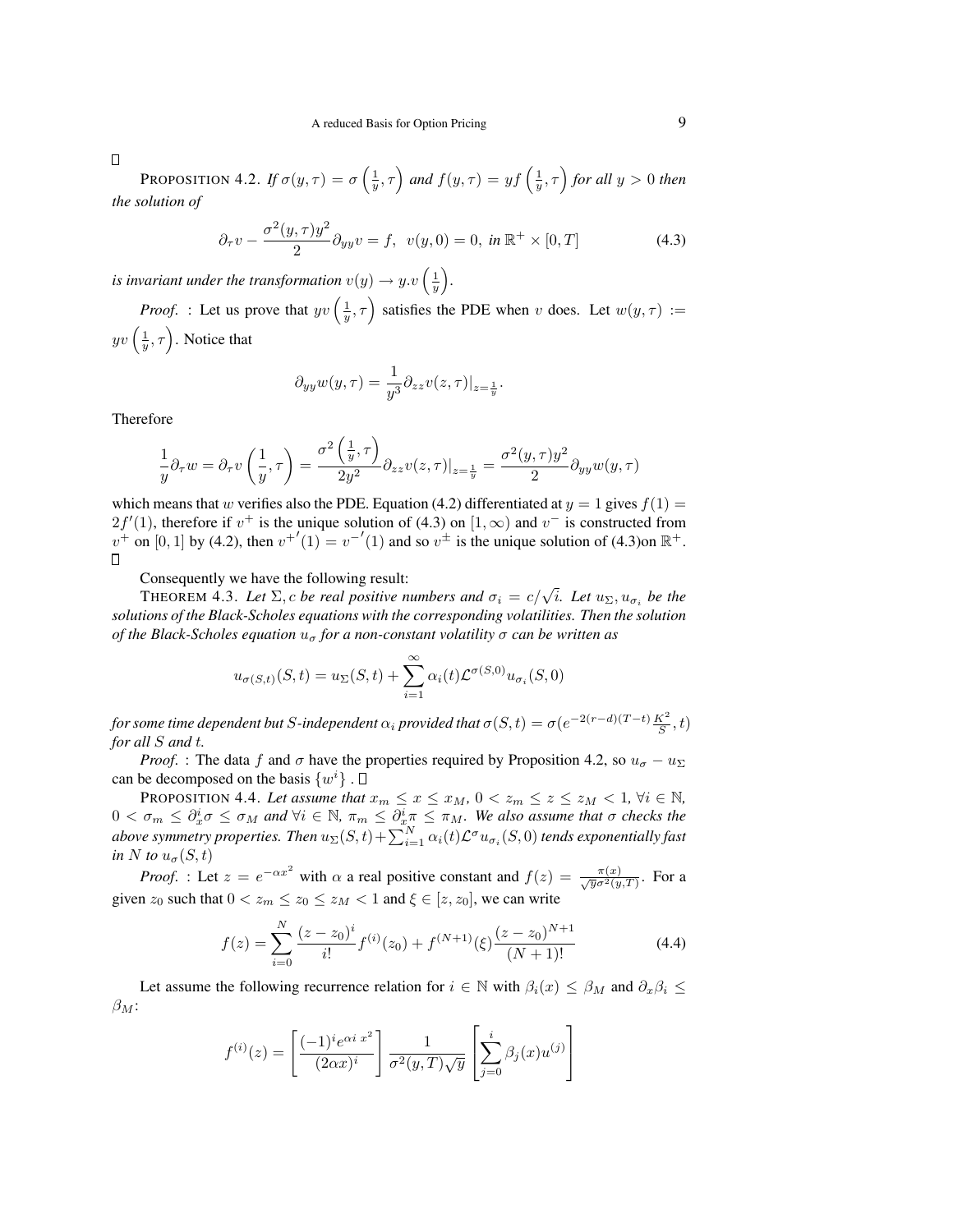□

PROPOSITION 4.2. *If $\sigma(y,\tau) = \sigma\left(\frac{1}{y},\tau\right)$ and $f(y,\tau) = yf\left(\frac{1}{y},\tau\right)$ for all $y > 0$ then the solution of*

$$\partial_\tau v - \frac{\sigma^2(y,\tau)y^2}{2}\partial_{yy}v = f,\;\; v(y,0) = 0,\; \textit{in } \mathbb{R}^+ \times [0,T] \tag{4.3}$$

*is invariant under the transformation $v(y) \to y.v\left(\frac{1}{y}\right)$.*

*Proof.* : Let us prove that $yv\left(\frac{1}{y},\tau\right)$ satisfies the PDE when $v$ does. Let $w(y,\tau) := yv\left(\frac{1}{y},\tau\right)$. Notice that

$$\partial_{yy}w(y,\tau) = \frac{1}{y^3}\partial_{zz}v(z,\tau)|_{z=\frac{1}{y}}.$$

Therefore

$$\frac{1}{y}\partial_\tau w = \partial_\tau v\left(\frac{1}{y},\tau\right) = \frac{\sigma^2\left(\frac{1}{y},\tau\right)}{2y^2}\partial_{zz}v(z,\tau)|_{z=\frac{1}{y}} = \frac{\sigma^2(y,\tau)y^2}{2}\partial_{yy}w(y,\tau)$$

which means that $w$ verifies also the PDE. Equation (4.2) differentiated at $y=1$ gives $f(1) = 2f'(1)$, therefore if $v^+$ is the unique solution of (4.3) on $[1,\infty)$ and $v^-$ is constructed from $v^+$ on $[0,1]$ by (4.2), then ${v^+}'(1) = {v^-}'(1)$ and so $v^\pm$ is the unique solution of (4.3)on $\mathbb{R}^+$.
□

Consequently we have the following result:

THEOREM 4.3. *Let $\Sigma, c$ be real positive numbers and $\sigma_i = c/\sqrt{i}$. Let $u_\Sigma, u_{\sigma_i}$ be the solutions of the Black-Scholes equations with the corresponding volatilities. Then the solution of the Black-Scholes equation $u_\sigma$ for a non-constant volatility $\sigma$ can be written as*

$$u_{\sigma(S,t)}(S,t) = u_\Sigma(S,t) + \sum_{i=1}^{\infty}\alpha_i(t)\mathcal{L}^{\sigma(S,0)}u_{\sigma_i}(S,0)$$

*for some time dependent but $S$-independent $\alpha_i$ provided that $\sigma(S,t) = \sigma(e^{-2(r-d)(T-t)}\frac{K^2}{S},t)$ for all $S$ and $t$.*

*Proof.* : The data $f$ and $\sigma$ have the properties required by Proposition 4.2, so $u_\sigma - u_\Sigma$ can be decomposed on the basis $\{w^i\}$ . □

PROPOSITION 4.4. *Let assume that $x_m \le x \le x_M$, $0 < z_m \le z \le z_M < 1$, $\forall i \in \mathbb{N}$, $0 < \sigma_m \le \partial_x^i\sigma \le \sigma_M$ and $\forall i \in \mathbb{N}$, $\pi_m \le \partial_x^i\pi \le \pi_M$. We also assume that $\sigma$ checks the above symmetry properties. Then $u_\Sigma(S,t) + \sum_{i=1}^{N}\alpha_i(t)\mathcal{L}^\sigma u_{\sigma_i}(S,0)$ tends exponentially fast in $N$ to $u_\sigma(S,t)$*

*Proof.* : Let $z = e^{-\alpha x^2}$ with $\alpha$ a real positive constant and $f(z) = \frac{\pi(x)}{\sqrt{y}\sigma^2(y,T)}$. For a given $z_0$ such that $0 < z_m \le z_0 \le z_M < 1$ and $\xi \in [z, z_0]$, we can write

$$f(z) = \sum_{i=0}^{N}\frac{(z-z_0)^i}{i!}f^{(i)}(z_0) + f^{(N+1)}(\xi)\frac{(z-z_0)^{N+1}}{(N+1)!} \tag{4.4}$$

Let assume the following recurrence relation for $i \in \mathbb{N}$ with $\beta_i(x) \le \beta_M$ and $\partial_x\beta_i \le \beta_M$:

$$f^{(i)}(z) = \left[\frac{(-1)^i e^{\alpha i\, x^2}}{(2\alpha x)^i}\right]\frac{1}{\sigma^2(y,T)\sqrt{y}}\left[\sum_{j=0}^{i}\beta_j(x)u^{(j)}\right]$$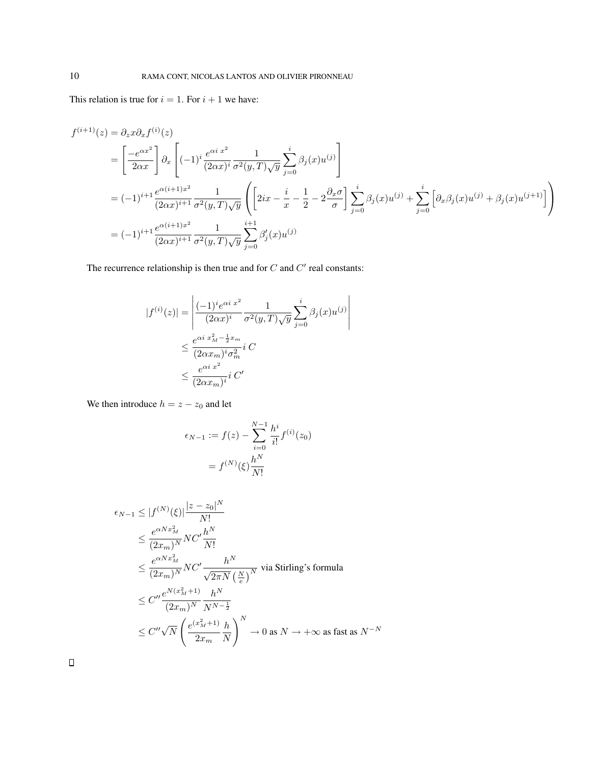This relation is true for $i = 1$. For $i+1$ we have:

$$
\begin{aligned}
f^{(i+1)}(z) &= \partial_z x \partial_x f^{(i)}(z) \\
&= \left[ \frac{-e^{\alpha x^2}}{2\alpha x} \right] \partial_x \left[ (-1)^i \frac{e^{\alpha i\, x^2}}{(2\alpha x)^i} \frac{1}{\sigma^2(y,T)\sqrt{y}} \sum_{j=0}^{i} \beta_j(x) u^{(j)} \right] \\
&= (-1)^{i+1} \frac{e^{\alpha(i+1)x^2}}{(2\alpha x)^{i+1}} \frac{1}{\sigma^2(y,T)\sqrt{y}} \left( \left[ 2ix - \frac{i}{x} - \frac{1}{2} - 2\frac{\partial_x \sigma}{\sigma} \right] \sum_{j=0}^{i} \beta_j(x) u^{(j)} + \sum_{j=0}^{i} \left[ \partial_x \beta_j(x) u^{(j)} + \beta_j(x) u^{(j+1)} \right] \right) \\
&= (-1)^{i+1} \frac{e^{\alpha(i+1)x^2}}{(2\alpha x)^{i+1}} \frac{1}{\sigma^2(y,T)\sqrt{y}} \sum_{j=0}^{i+1} \beta'_j(x) u^{(j)}
\end{aligned}
$$

The recurrence relationship is then true and for $C$ and $C'$ real constants:

$$
\begin{aligned}
|f^{(i)}(z)| &= \left| \frac{(-1)^i e^{\alpha i\, x^2}}{(2\alpha x)^i} \frac{1}{\sigma^2(y,T)\sqrt{y}} \sum_{j=0}^{i} \beta_j(x) u^{(j)} \right| \\
&\leq \frac{e^{\alpha i\, x_M^2 - \frac{1}{2} x_m}}{(2\alpha x_m)^i \sigma_m^2} i\, C \\
&\leq \frac{e^{\alpha i\, x^2}}{(2\alpha x_m)^i} i\, C'
\end{aligned}
$$

We then introduce $h = z - z_0$ and let

$$
\begin{aligned}
\epsilon_{N-1} &:= f(z) - \sum_{i=0}^{N-1} \frac{h^i}{i!} f^{(i)}(z_0) \\
&= f^{(N)}(\xi) \frac{h^N}{N!}
\end{aligned}
$$

$$
\begin{aligned}
\epsilon_{N-1} &\leq |f^{(N)}(\xi)| \frac{|z - z_0|^N}{N!} \\
&\leq \frac{e^{\alpha N x_M^2}}{(2x_m)^N} N C' \frac{h^N}{N!} \\
&\leq \frac{e^{\alpha N x_M^2}}{(2x_m)^N} N C' \frac{h^N}{\sqrt{2\pi N} \left(\frac{N}{e}\right)^N} \text{ via Stirling's formula} \\
&\leq C'' \frac{e^{N(x_M^2 + 1)}}{(2x_m)^N} \frac{h^N}{N^{N - \frac{1}{2}}} \\
&\leq C'' \sqrt{N} \left( \frac{e^{(x_M^2 + 1)}}{2x_m} \frac{h}{N} \right)^N \to 0 \text{ as } N \to +\infty \text{ as fast as } N^{-N}
\end{aligned}
$$

□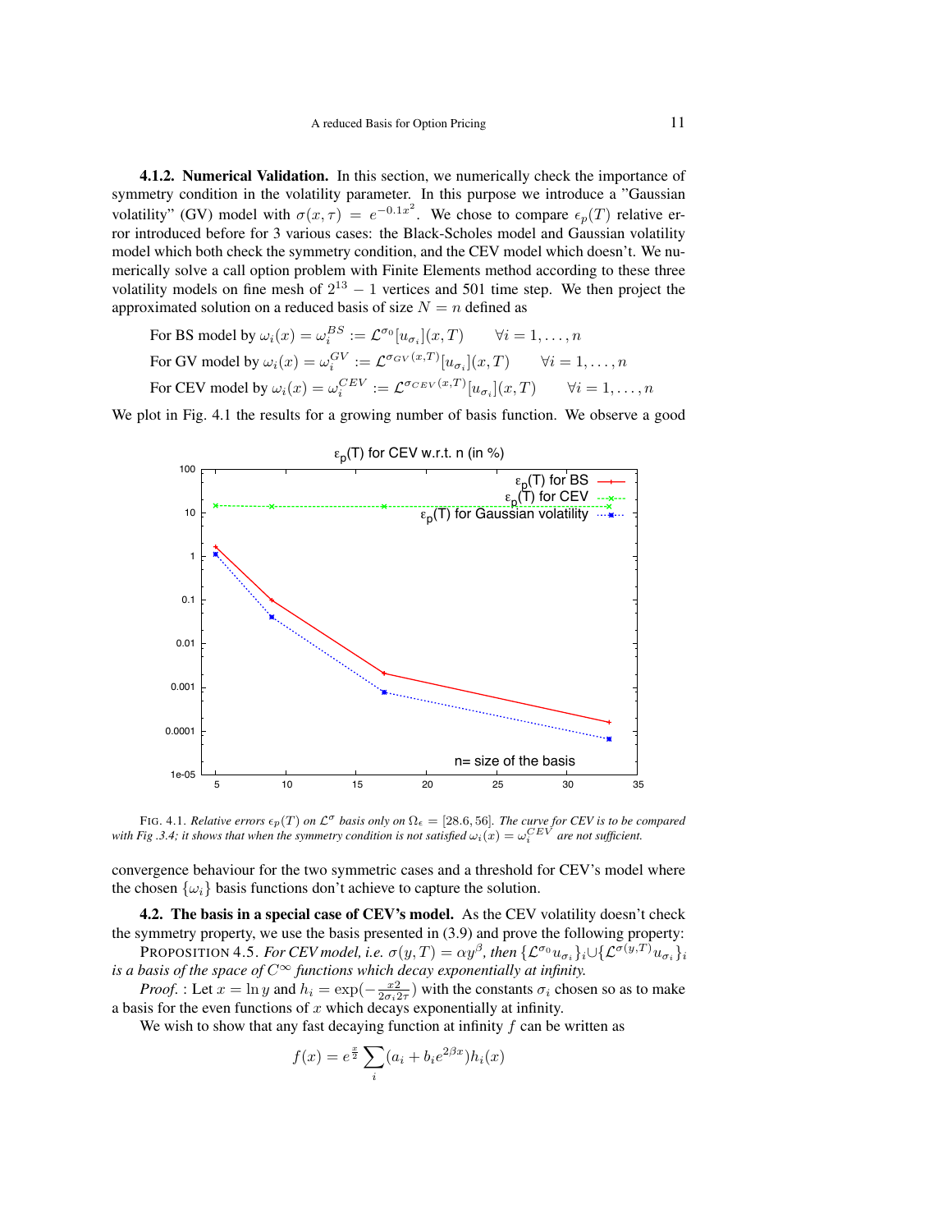#### 4.1.2. Numerical Validation.

In this section, we numerically check the importance of symmetry condition in the volatility parameter. In this purpose we introduce a "Gaussian volatility" (GV) model with $\sigma(x,\tau) = e^{-0.1x^2}$. We chose to compare $\epsilon_p(T)$ relative error introduced before for 3 various cases: the Black-Scholes model and Gaussian volatility model which both check the symmetry condition, and the CEV model which doesn't. We numerically solve a call option problem with Finite Elements method according to these three volatility models on fine mesh of $2^{13}-1$ vertices and 501 time step. We then project the approximated solution on a reduced basis of size $N = n$ defined as

For BS model by $\omega_i(x) = \omega_i^{BS} := \mathcal{L}^{\sigma_0}[u_{\sigma_i}](x,T) \qquad \forall i = 1,\dots,n$

For GV model by $\omega_i(x) = \omega_i^{GV} := \mathcal{L}^{\sigma_{GV}(x,T)}[u_{\sigma_i}](x,T) \qquad \forall i = 1,\dots,n$

For CEV model by $\omega_i(x) = \omega_i^{CEV} := \mathcal{L}^{\sigma_{CEV}(x,T)}[u_{\sigma_i}](x,T) \qquad \forall i = 1,\dots,n$

We plot in Fig. 4.1 the results for a growing number of basis function. We observe a good convergence behaviour for the two symmetric cases and a threshold for CEV's model where the chosen $\{\omega_i\}$ basis functions don't achieve to capture the solution.

FIG. 4.1. *Relative errors $\epsilon_p(T)$ on $\mathcal{L}^\sigma$ basis only on $\Omega_\epsilon = [28.6, 56]$. The curve for CEV is to be compared with Fig .3.4; it shows that when the symmetry condition is not satisfied $\omega_i(x) = \omega_i^{CEV}$ are not sufficient.*

### 4.2. The basis in a special case of CEV's model.

As the CEV volatility doesn't check the symmetry property, we use the basis presented in (3.9) and prove the following property:

PROPOSITION 4.5. *For CEV model, i.e. $\sigma(y,T) = \alpha y^\beta$, then $\{\mathcal{L}^{\sigma_0} u_{\sigma_i}\}_i \cup \{\mathcal{L}^{\sigma(y,T)} u_{\sigma_i}\}_i$ is a basis of the space of $C^\infty$ functions which decay exponentially at infinity.*

*Proof.* : Let $x = \ln y$ and $h_i = \exp(-\frac{x2}{2\sigma_i 2\tau})$ with the constants $\sigma_i$ chosen so as to make a basis for the even functions of $x$ which decays exponentially at infinity.

We wish to show that any fast decaying function at infinity $f$ can be written as

$$f(x) = e^{\frac{x}{2}} \sum_i (a_i + b_i e^{2\beta x}) h_i(x)$$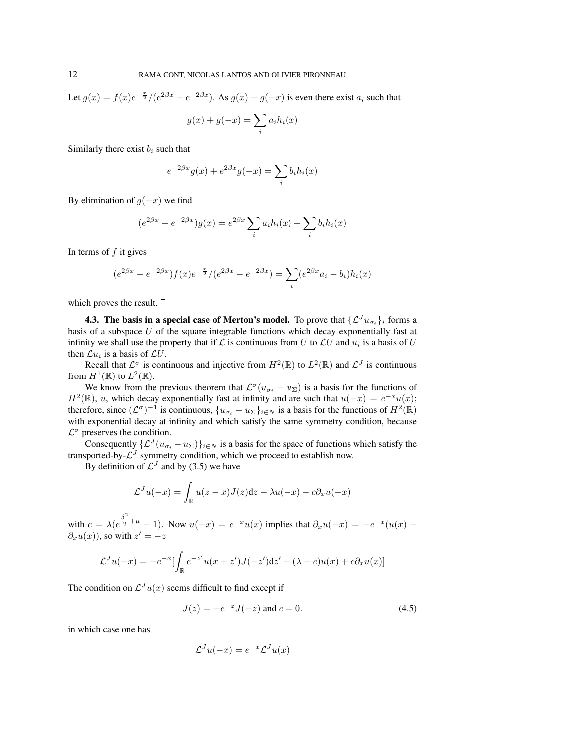Let $g(x) = f(x)e^{-\frac{x}{2}}/(e^{2\beta x} - e^{-2\beta x})$. As $g(x) + g(-x)$ is even there exist $a_i$ such that

$$g(x) + g(-x) = \sum_i a_i h_i(x)$$

Similarly there exist $b_i$ such that

$$e^{-2\beta x} g(x) + e^{2\beta x} g(-x) = \sum_i b_i h_i(x)$$

By elimination of $g(-x)$ we find

$$(e^{2\beta x} - e^{-2\beta x}) g(x) = e^{2\beta x} \sum_i a_i h_i(x) - \sum_i b_i h_i(x)$$

In terms of $f$ it gives

$$(e^{2\beta x} - e^{-2\beta x}) f(x) e^{-\frac{x}{2}}/(e^{2\beta x} - e^{-2\beta x}) = \sum_i (e^{2\beta x} a_i - b_i) h_i(x)$$

which proves the result. □

**4.3. The basis in a special case of Merton's model.** To prove that $\{\mathcal{L}^J u_{\sigma_i}\}_i$ forms a basis of a subspace $U$ of the square integrable functions which decay exponentially fast at infinity we shall use the property that if $\mathcal{L}$ is continuous from $U$ to $\mathcal{L}U$ and $u_i$ is a basis of $U$ then $\mathcal{L}u_i$ is a basis of $\mathcal{L}U$.

Recall that $\mathcal{L}^\sigma$ is continuous and injective from $H^2(\mathbb{R})$ to $L^2(\mathbb{R})$ and $\mathcal{L}^J$ is continuous from $H^1(\mathbb{R})$ to $L^2(\mathbb{R})$.

We know from the previous theorem that $\mathcal{L}^\sigma(u_{\sigma_i} - u_\Sigma)$ is a basis for the functions of $H^2(\mathbb{R})$, $u$, which decay exponentially fast at infinity and are such that $u(-x) = e^{-x}u(x)$; therefore, since $(\mathcal{L}^\sigma)^{-1}$ is continuous, $\{u_{\sigma_i} - u_\Sigma\}_{i\in N}$ is a basis for the functions of $H^2(\mathbb{R})$ with exponential decay at infinity and which satisfy the same symmetry condition, because $\mathcal{L}^\sigma$ preserves the condition.

Consequently $\{\mathcal{L}^J(u_{\sigma_i} - u_\Sigma)\}_{i\in N}$ is a basis for the space of functions which satisfy the transported-by-$\mathcal{L}^J$ symmetry condition, which we proceed to establish now.

By definition of $\mathcal{L}^J$ and by (3.5) we have

$$\mathcal{L}^J u(-x) = \int_{\mathbb{R}} u(z-x) J(z) \mathrm{d}z - \lambda u(-x) - c\partial_x u(-x)$$

with $c = \lambda(e^{\frac{\delta^2}{2}+\mu} - 1)$. Now $u(-x) = e^{-x}u(x)$ implies that $\partial_x u(-x) = -e^{-x}(u(x) - \partial_x u(x))$, so with $z' = -z$

$$\mathcal{L}^J u(-x) = -e^{-x}\left[\int_{\mathbb{R}} e^{-z'} u(x+z') J(-z') \mathrm{d}z' + (\lambda - c)u(x) + c\partial_x u(x)\right]$$

The condition on $\mathcal{L}^J u(x)$ seems difficult to find except if

$$J(z) = -e^{-z} J(-z) \text{ and } c = 0. \tag{4.5}$$

in which case one has

$$\mathcal{L}^J u(-x) = e^{-x} \mathcal{L}^J u(x)$$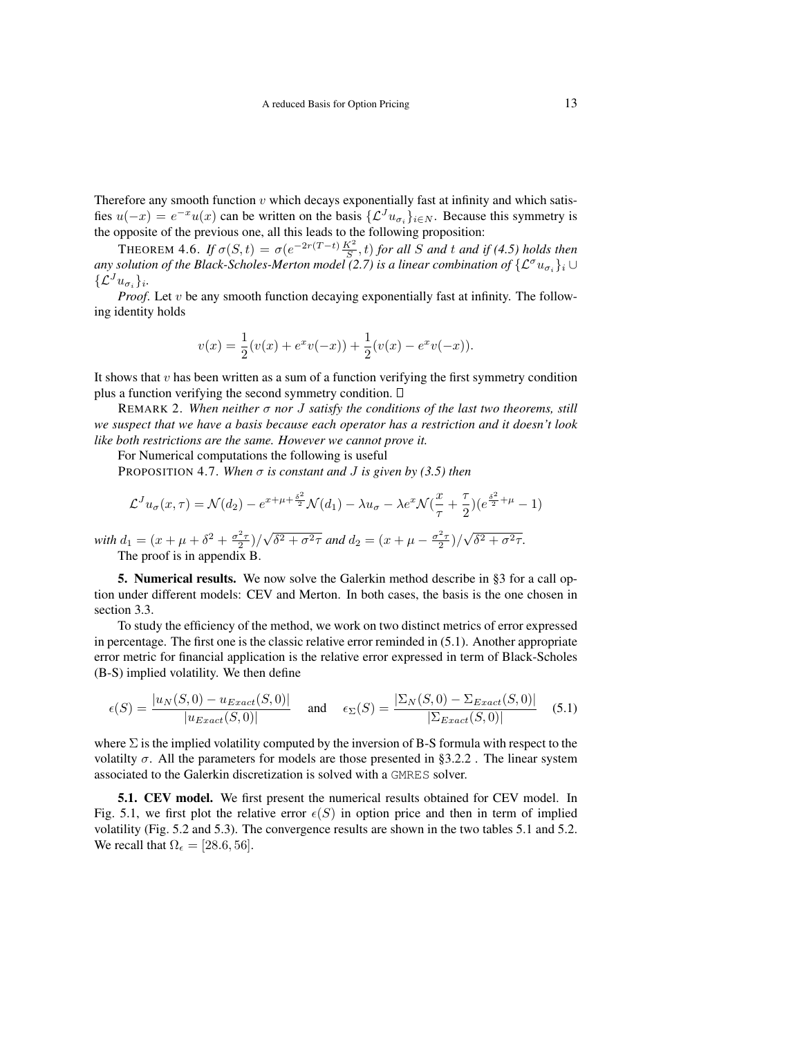Therefore any smooth function $v$ which decays exponentially fast at infinity and which satisfies $u(-x) = e^{-x}u(x)$ can be written on the basis $\{\mathcal{L}^J u_{\sigma_i}\}_{i\in N}$. Because this symmetry is the opposite of the previous one, all this leads to the following proposition:

THEOREM 4.6. *If $\sigma(S,t) = \sigma(e^{-2r(T-t)}\frac{K^2}{S}, t)$ for all $S$ and $t$ and if (4.5) holds then any solution of the Black-Scholes-Merton model (2.7) is a linear combination of $\{\mathcal{L}^\sigma u_{\sigma_i}\}_i \cup \{\mathcal{L}^J u_{\sigma_i}\}_i$.*

*Proof.* Let $v$ be any smooth function decaying exponentially fast at infinity. The following identity holds

$$v(x) = \frac{1}{2}(v(x) + e^x v(-x)) + \frac{1}{2}(v(x) - e^x v(-x)).$$

It shows that $v$ has been written as a sum of a function verifying the first symmetry condition plus a function verifying the second symmetry condition. □

REMARK 2. *When neither $\sigma$ nor $J$ satisfy the conditions of the last two theorems, still we suspect that we have a basis because each operator has a restriction and it doesn't look like both restrictions are the same. However we cannot prove it.*

For Numerical computations the following is useful

PROPOSITION 4.7. *When $\sigma$ is constant and $J$ is given by (3.5) then*

$$\mathcal{L}^J u_\sigma(x,\tau) = \mathcal{N}(d_2) - e^{x+\mu+\frac{\delta^2}{2}}\mathcal{N}(d_1) - \lambda u_\sigma - \lambda e^x \mathcal{N}(\frac{x}{\tau} + \frac{\tau}{2})(e^{\frac{\delta^2}{2}+\mu} - 1)$$

*with $d_1 = (x + \mu + \delta^2 + \frac{\sigma^2\tau}{2})/\sqrt{\delta^2 + \sigma^2\tau}$ and $d_2 = (x + \mu - \frac{\sigma^2\tau}{2})/\sqrt{\delta^2 + \sigma^2\tau}$.*

The proof is in appendix B.

## 5. Numerical results.

We now solve the Galerkin method describe in §3 for a call option under different models: CEV and Merton. In both cases, the basis is the one chosen in section 3.3.

To study the efficiency of the method, we work on two distinct metrics of error expressed in percentage. The first one is the classic relative error reminded in (5.1). Another appropriate error metric for financial application is the relative error expressed in term of Black-Scholes (B-S) implied volatility. We then define

$$\epsilon(S) = \frac{|u_N(S,0) - u_{Exact}(S,0)|}{|u_{Exact}(S,0)|} \quad \text{and} \quad \epsilon_\Sigma(S) = \frac{|\Sigma_N(S,0) - \Sigma_{Exact}(S,0)|}{|\Sigma_{Exact}(S,0)|} \tag{5.1}$$

where $\Sigma$ is the implied volatility computed by the inversion of B-S formula with respect to the volatilty $\sigma$. All the parameters for models are those presented in §3.2.2 . The linear system associated to the Galerkin discretization is solved with a `GMRES` solver.

### 5.1. CEV model.

We first present the numerical results obtained for CEV model. In Fig. 5.1, we first plot the relative error $\epsilon(S)$ in option price and then in term of implied volatility (Fig. 5.2 and 5.3). The convergence results are shown in the two tables 5.1 and 5.2. We recall that $\Omega_\epsilon = [28.6, 56]$.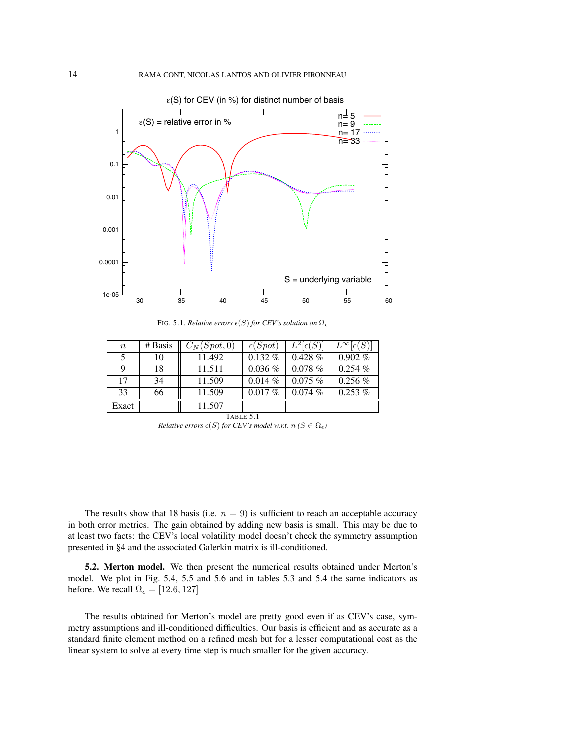FIG. 5.1. *Relative errors $\epsilon(S)$ for CEV's solution on $\Omega_\epsilon$*

| $n$ | # Basis | $C_N(Spot, 0)$ | $\epsilon(Spot)$ | $L^2[\epsilon(S)]$ | $L^\infty[\epsilon(S)]$ |
|---|---|---|---|---|---|
| 5 | 10 | 11.492 | 0.132 % | 0.428 % | 0.902 % |
| 9 | 18 | 11.511 | 0.036 % | 0.078 % | 0.254 % |
| 17 | 34 | 11.509 | 0.014 % | 0.075 % | 0.256 % |
| 33 | 66 | 11.509 | 0.017 % | 0.074 % | 0.253 % |
| Exact | | 11.507 | | | |

TABLE 5.1
*Relative errors $\epsilon(S)$ for CEV's model w.r.t. $n$ ($S \in \Omega_\epsilon$)*

The results show that 18 basis (i.e. $n = 9$) is sufficient to reach an acceptable accuracy in both error metrics. The gain obtained by adding new basis is small. This may be due to at least two facts: the CEV's local volatility model doesn't check the symmetry assumption presented in §4 and the associated Galerkin matrix is ill-conditioned.

**5.2. Merton model.** We then present the numerical results obtained under Merton's model. We plot in Fig. 5.4, 5.5 and 5.6 and in tables 5.3 and 5.4 the same indicators as before. We recall $\Omega_\epsilon = [12.6, 127]$

The results obtained for Merton's model are pretty good even if as CEV's case, symmetry assumptions and ill-conditioned difficulties. Our basis is efficient and as accurate as a standard finite element method on a refined mesh but for a lesser computational cost as the linear system to solve at every time step is much smaller for the given accuracy.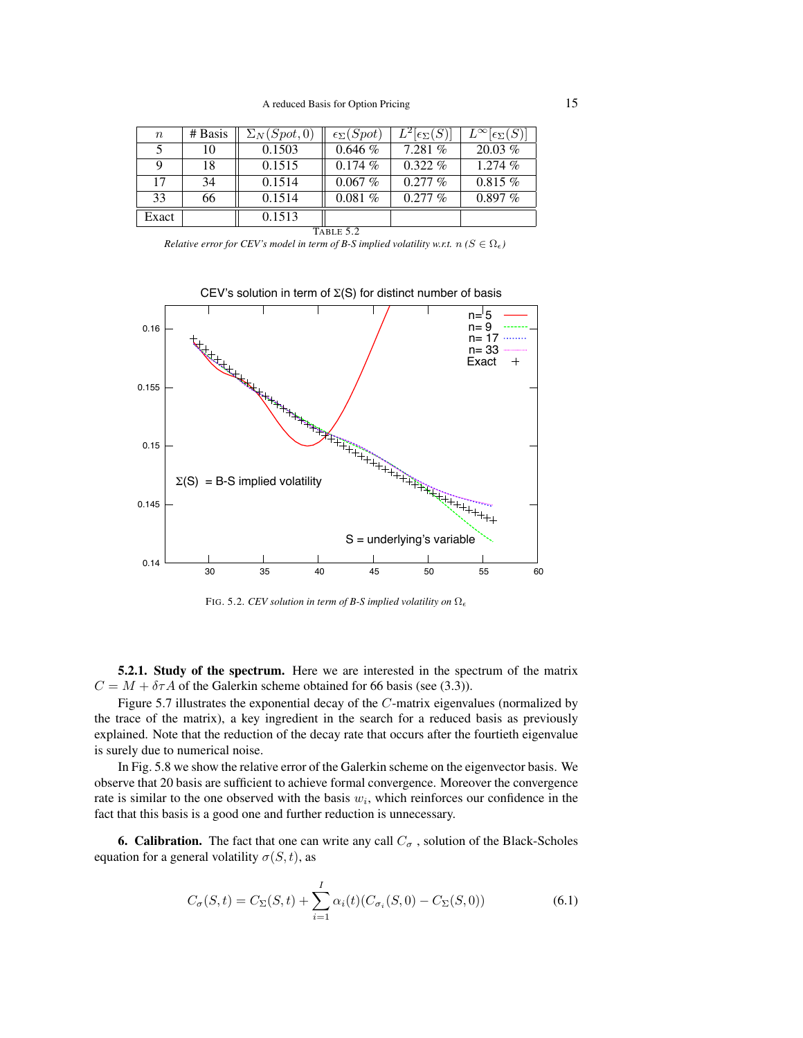| $n$ | # Basis | $\Sigma_N(Spot, 0)$ | $\epsilon_\Sigma(Spot)$ | $L^2[\epsilon_\Sigma(S)]$ | $L^\infty[\epsilon_\Sigma(S)]$ |
|---|---|---|---|---|---|
| 5 | 10 | 0.1503 | 0.646 % | 7.281 % | 20.03 % |
| 9 | 18 | 0.1515 | 0.174 % | 0.322 % | 1.274 % |
| 17 | 34 | 0.1514 | 0.067 % | 0.277 % | 0.815 % |
| 33 | 66 | 0.1514 | 0.081 % | 0.277 % | 0.897 % |
| Exact | | 0.1513 | | | |

TABLE 5.2
*Relative error for CEV's model in term of B-S implied volatility w.r.t. $n$ ($S \in \Omega_\epsilon$)*

FIG. 5.2. *CEV solution in term of B-S implied volatility on $\Omega_\epsilon$*

**5.2.1. Study of the spectrum.** Here we are interested in the spectrum of the matrix $C = M + \delta\tau A$ of the Galerkin scheme obtained for 66 basis (see (3.3)).

Figure 5.7 illustrates the exponential decay of the $C$-matrix eigenvalues (normalized by the trace of the matrix), a key ingredient in the search for a reduced basis as previously explained. Note that the reduction of the decay rate that occurs after the fourtieth eigenvalue is surely due to numerical noise.

In Fig. 5.8 we show the relative error of the Galerkin scheme on the eigenvector basis. We observe that 20 basis are sufficient to achieve formal convergence. Moreover the convergence rate is similar to the one observed with the basis $w_i$, which reinforces our confidence in the fact that this basis is a good one and further reduction is unnecessary.

**6. Calibration.** The fact that one can write any call $C_\sigma$ , solution of the Black-Scholes equation for a general volatility $\sigma(S,t)$, as

$$C_\sigma(S,t) = C_\Sigma(S,t) + \sum_{i=1}^{I} \alpha_i(t)(C_{\sigma_i}(S,0) - C_\Sigma(S,0)) \tag{6.1}$$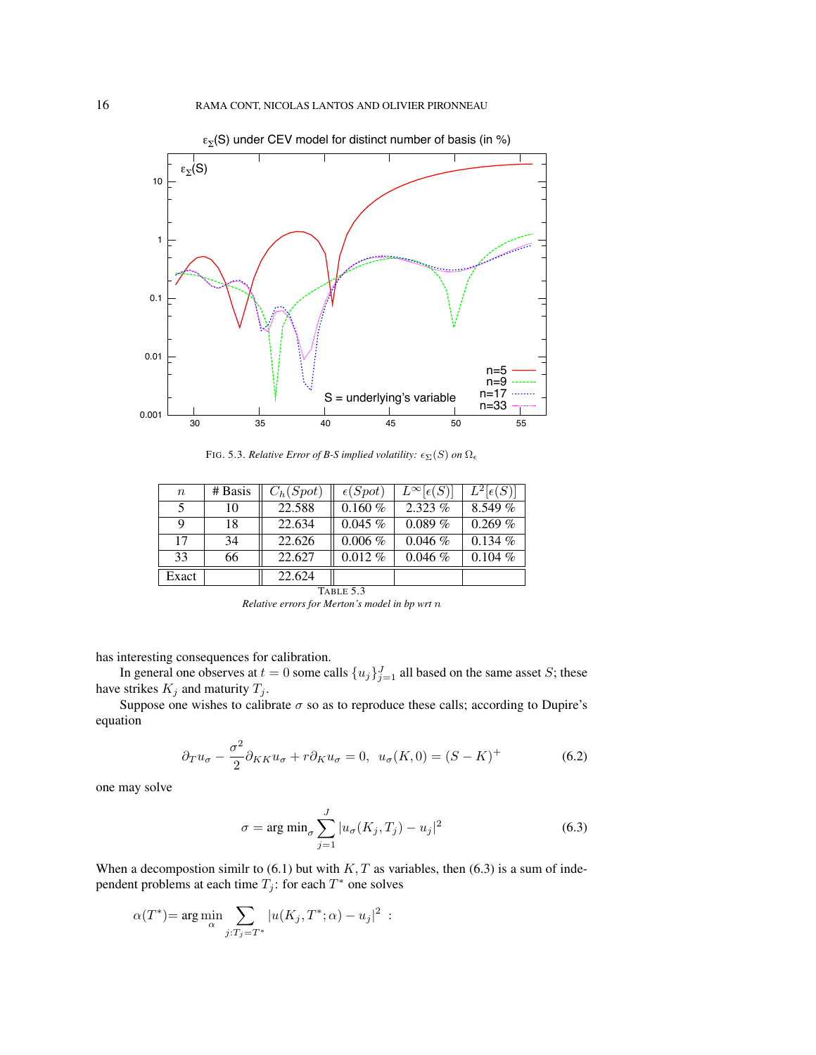FIG. 5.3. *Relative Error of B-S implied volatility: $\epsilon_\Sigma(S)$ on $\Omega_\epsilon$*

| $n$ | # Basis | $C_h(Spot)$ | $\epsilon(Spot)$ | $L^\infty[\epsilon(S)]$ | $L^2[\epsilon(S)]$ |
|---|---|---|---|---|---|
| 5 | 10 | 22.588 | 0.160 % | 2.323 % | 8.549 % |
| 9 | 18 | 22.634 | 0.045 % | 0.089 % | 0.269 % |
| 17 | 34 | 22.626 | 0.006 % | 0.046 % | 0.134 % |
| 33 | 66 | 22.627 | 0.012 % | 0.046 % | 0.104 % |
| Exact | | 22.624 | | | |

TABLE 5.3
*Relative errors for Merton's model in bp wrt $n$*

has interesting consequences for calibration.

In general one observes at $t = 0$ some calls $\{u_j\}_{j=1}^J$ all based on the same asset $S$; these have strikes $K_j$ and maturity $T_j$.

Suppose one wishes to calibrate $\sigma$ so as to reproduce these calls; according to Dupire's equation

$$\partial_T u_\sigma - \frac{\sigma^2}{2}\partial_{KK}u_\sigma + r\partial_K u_\sigma = 0, \;\; u_\sigma(K,0) = (S-K)^+ \tag{6.2}$$

one may solve

$$\sigma = \text{arg min}_\sigma \sum_{j=1}^J |u_\sigma(K_j,T_j) - u_j|^2 \tag{6.3}$$

When a decompostion similr to (6.1) but with $K, T$ as variables, then (6.3) is a sum of independent problems at each time $T_j$: for each $T^*$ one solves

$$\alpha(T^*) = \arg\min_\alpha \sum_{j:T_j=T^*} |u(K_j,T^*;\alpha) - u_j|^2 \;\; :$$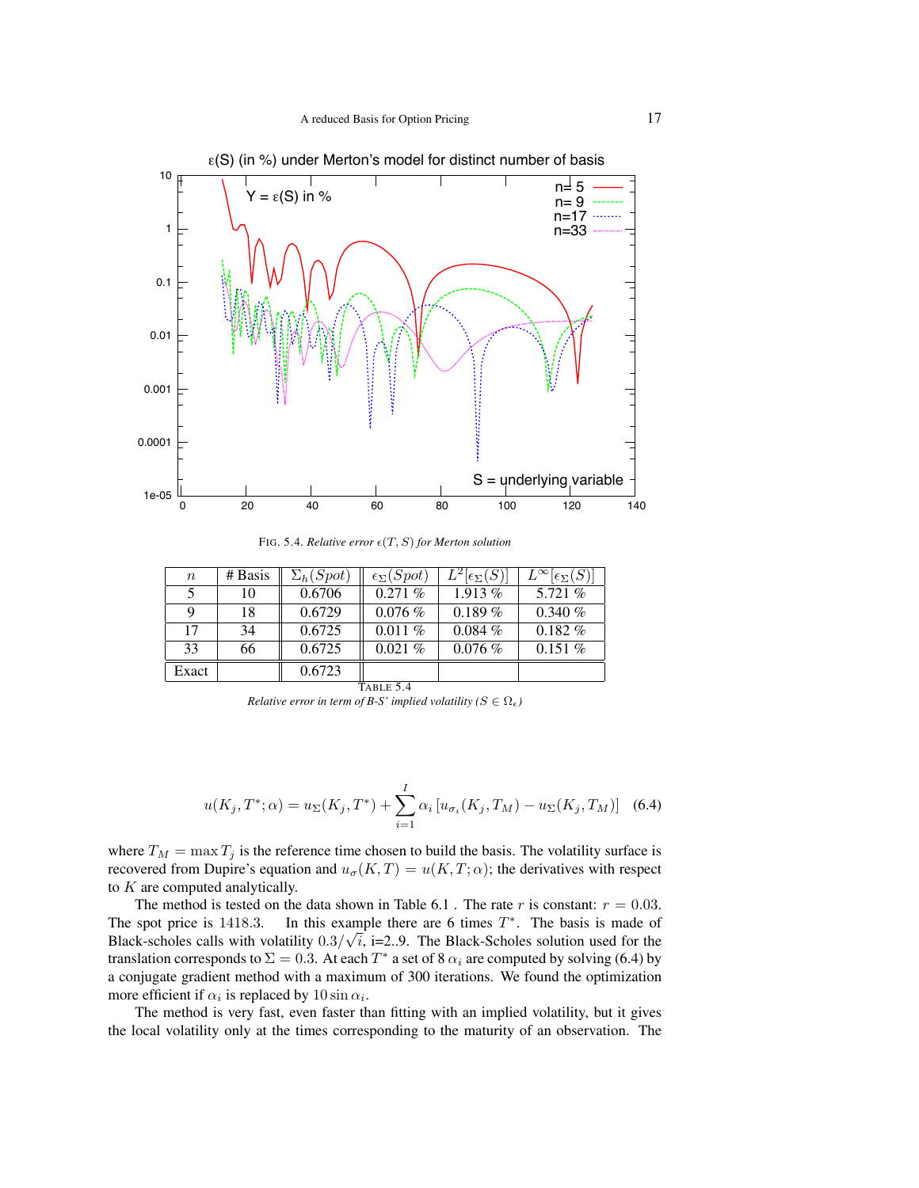FIG. 5.4. *Relative error $\epsilon(T,S)$ for Merton solution*

| $n$ | # Basis | $\Sigma_h(Spot)$ | $\epsilon_\Sigma(Spot)$ | $L^2[\epsilon_\Sigma(S)]$ | $L^\infty[\epsilon_\Sigma(S)]$ |
|---|---|---|---|---|---|
| 5 | 10 | 0.6706 | 0.271 % | 1.913 % | 5.721 % |
| 9 | 18 | 0.6729 | 0.076 % | 0.189 % | 0.340 % |
| 17 | 34 | 0.6725 | 0.011 % | 0.084 % | 0.182 % |
| 33 | 66 | 0.6725 | 0.021 % | 0.076 % | 0.151 % |
| Exact | | 0.6723 | | | |

TABLE 5.4
*Relative error in term of B-S' implied volatility ($S \in \Omega_\epsilon$)*

$$u(K_j, T^*; \alpha) = u_\Sigma(K_j, T^*) + \sum_{i=1}^{I} \alpha_i \left[u_{\sigma_i}(K_j, T_M) - u_\Sigma(K_j, T_M)\right] \quad (6.4)$$

where $T_M = \max T_j$ is the reference time chosen to build the basis. The volatility surface is recovered from Dupire's equation and $u_\sigma(K,T) = u(K,T;\alpha)$; the derivatives with respect to $K$ are computed analytically.

The method is tested on the data shown in Table 6.1 . The rate $r$ is constant: $r = 0.03$. The spot price is $1418.3$. In this example there are 6 times $T^*$. The basis is made of Black-scholes calls with volatility $0.3/\sqrt{i}$, i=2..9. The Black-Scholes solution used for the translation corresponds to $\Sigma = 0.3$. At each $T^*$ a set of 8 $\alpha_i$ are computed by solving (6.4) by a conjugate gradient method with a maximum of 300 iterations. We found the optimization more efficient if $\alpha_i$ is replaced by $10 \sin \alpha_i$.

The method is very fast, even faster than fitting with an implied volatility, but it gives the local volatility only at the times corresponding to the maturity of an observation. The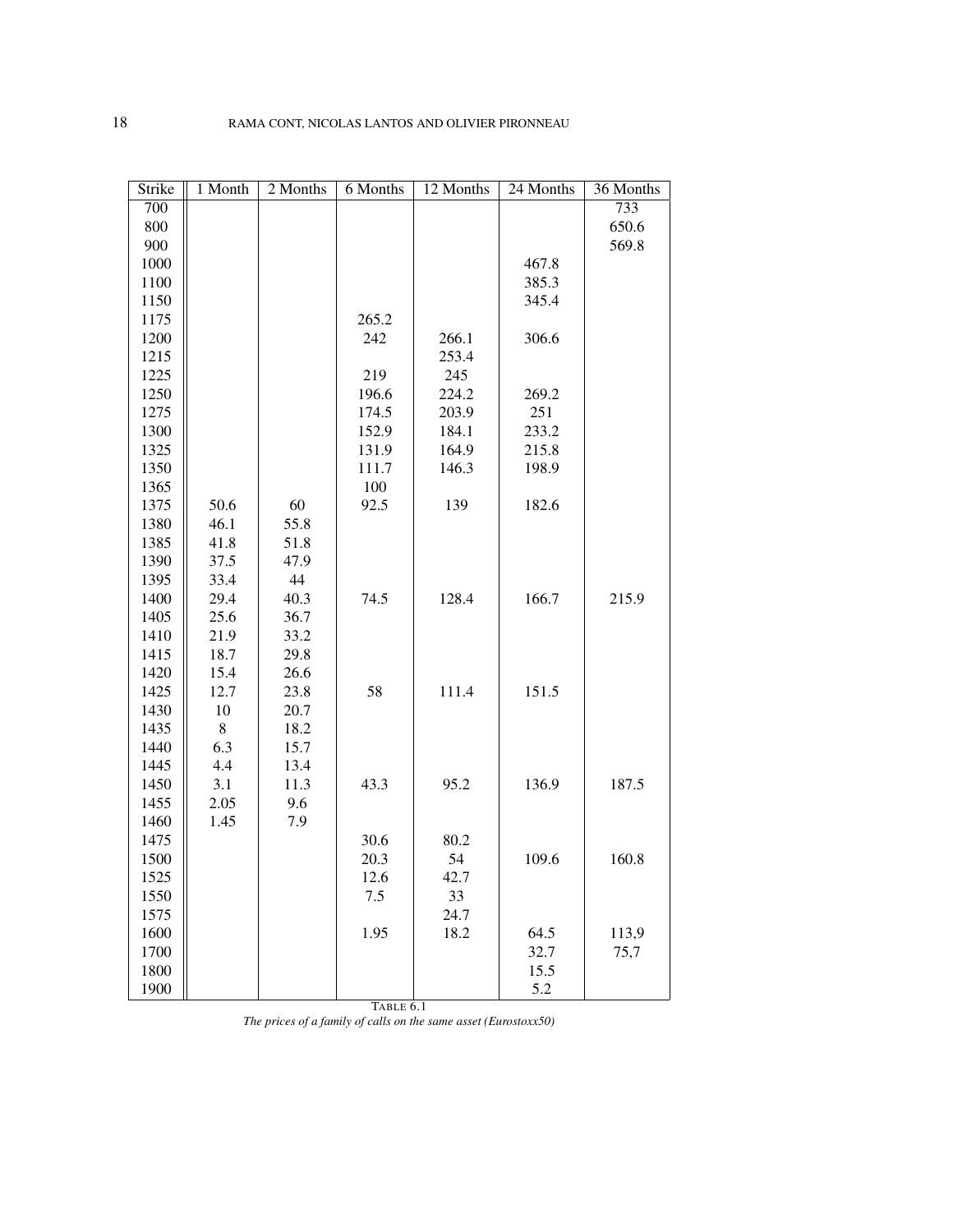| Strike | 1 Month | 2 Months | 6 Months | 12 Months | 24 Months | 36 Months |
|---|---|---|---|---|---|---|
| 700 | | | | | | 733 |
| 800 | | | | | | 650.6 |
| 900 | | | | | | 569.8 |
| 1000 | | | | | 467.8 | |
| 1100 | | | | | 385.3 | |
| 1150 | | | | | 345.4 | |
| 1175 | | | 265.2 | | | |
| 1200 | | | 242 | 266.1 | 306.6 | |
| 1215 | | | | 253.4 | | |
| 1225 | | | 219 | 245 | | |
| 1250 | | | 196.6 | 224.2 | 269.2 | |
| 1275 | | | 174.5 | 203.9 | 251 | |
| 1300 | | | 152.9 | 184.1 | 233.2 | |
| 1325 | | | 131.9 | 164.9 | 215.8 | |
| 1350 | | | 111.7 | 146.3 | 198.9 | |
| 1365 | | | 100 | | | |
| 1375 | 50.6 | 60 | 92.5 | 139 | 182.6 | |
| 1380 | 46.1 | 55.8 | | | | |
| 1385 | 41.8 | 51.8 | | | | |
| 1390 | 37.5 | 47.9 | | | | |
| 1395 | 33.4 | 44 | | | | |
| 1400 | 29.4 | 40.3 | 74.5 | 128.4 | 166.7 | 215.9 |
| 1405 | 25.6 | 36.7 | | | | |
| 1410 | 21.9 | 33.2 | | | | |
| 1415 | 18.7 | 29.8 | | | | |
| 1420 | 15.4 | 26.6 | | | | |
| 1425 | 12.7 | 23.8 | 58 | 111.4 | 151.5 | |
| 1430 | 10 | 20.7 | | | | |
| 1435 | 8 | 18.2 | | | | |
| 1440 | 6.3 | 15.7 | | | | |
| 1445 | 4.4 | 13.4 | | | | |
| 1450 | 3.1 | 11.3 | 43.3 | 95.2 | 136.9 | 187.5 |
| 1455 | 2.05 | 9.6 | | | | |
| 1460 | 1.45 | 7.9 | | | | |
| 1475 | | | 30.6 | 80.2 | | |
| 1500 | | | 20.3 | 54 | 109.6 | 160.8 |
| 1525 | | | 12.6 | 42.7 | | |
| 1550 | | | 7.5 | 33 | | |
| 1575 | | | | 24.7 | | |
| 1600 | | | 1.95 | 18.2 | 64.5 | 113,9 |
| 1700 | | | | | 32.7 | 75,7 |
| 1800 | | | | | 15.5 | |
| 1900 | | | | | 5.2 | |

TABLE 6.1

*The prices of a family of calls on the same asset (Eurostoxx50)*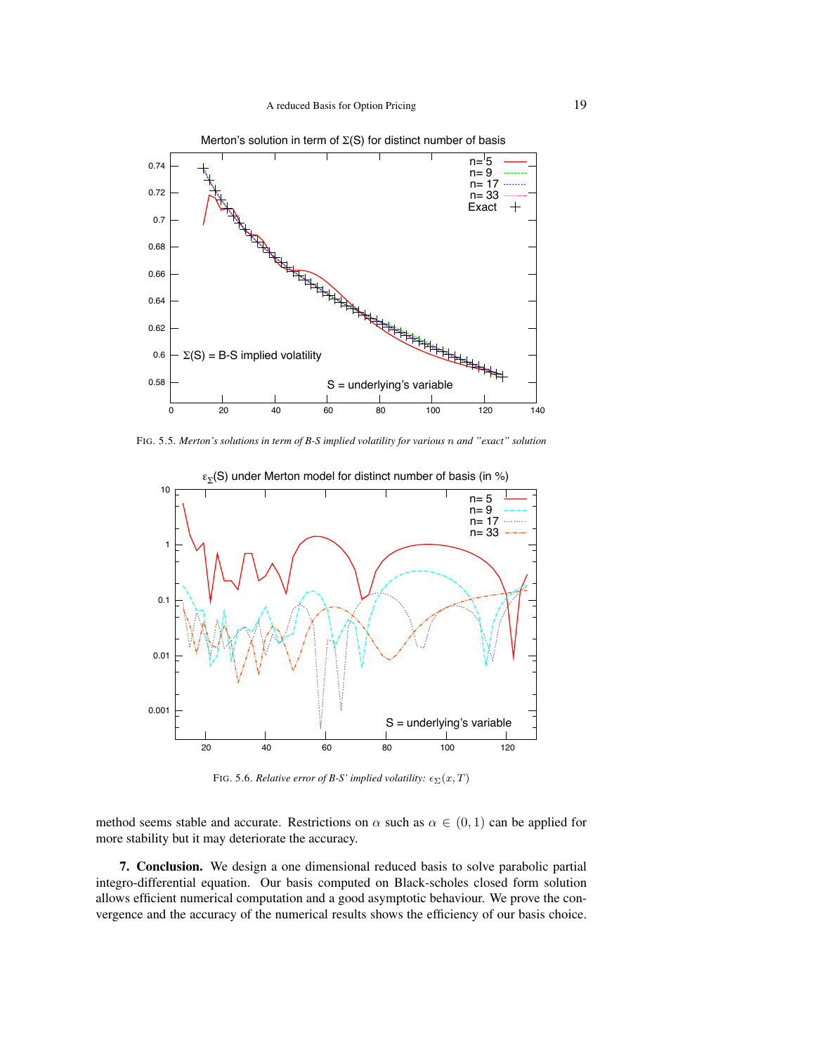FIG. 5.5. *Merton's solutions in term of B-S implied volatility for various $n$ and "exact" solution*

FIG. 5.6. *Relative error of B-S' implied volatility: $\epsilon_{\Sigma}(x, T)$*

method seems stable and accurate. Restrictions on $\alpha$ such as $\alpha \in (0, 1)$ can be applied for more stability but it may deteriorate the accuracy.

**7. Conclusion.** We design a one dimensional reduced basis to solve parabolic partial integro-differential equation. Our basis computed on Black-scholes closed form solution allows efficient numerical computation and a good asymptotic behaviour. We prove the convergence and the accuracy of the numerical results shows the efficiency of our basis choice.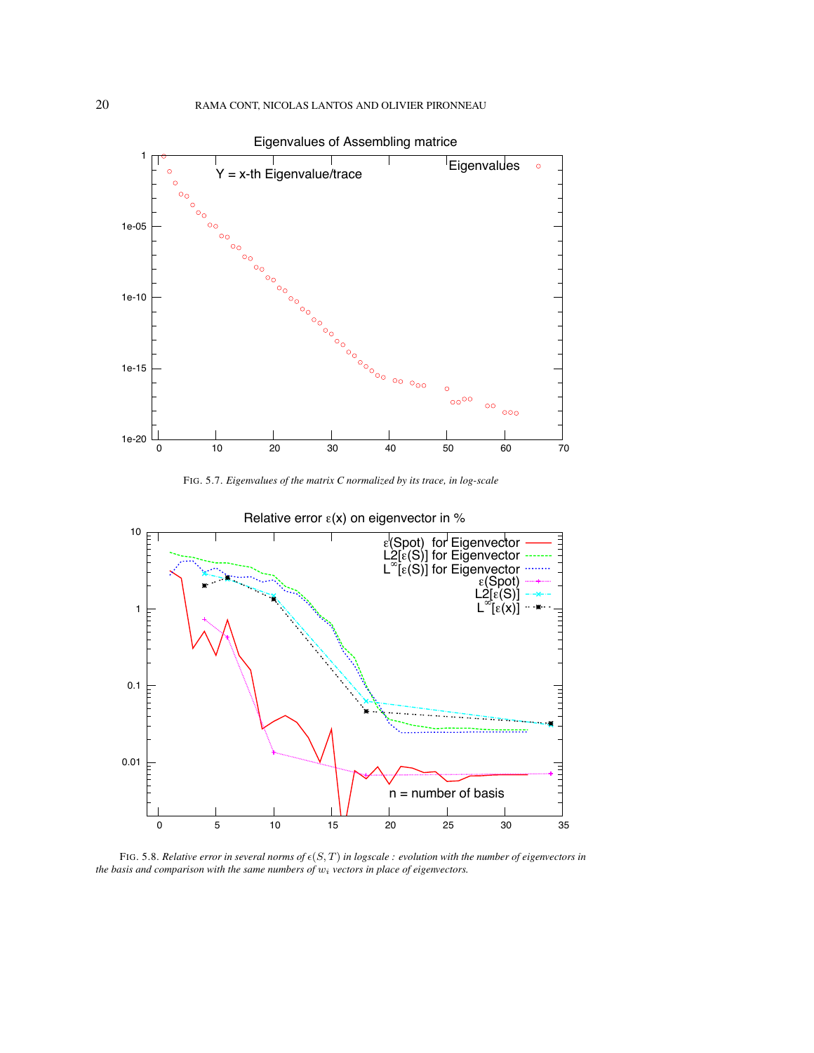FIG. 5.7. *Eigenvalues of the matrix C normalized by its trace, in log-scale*

FIG. 5.8. *Relative error in several norms of $\epsilon(S,T)$ in logscale : evolution with the number of eigenvectors in the basis and comparison with the same numbers of $w_i$ vectors in place of eigenvectors.*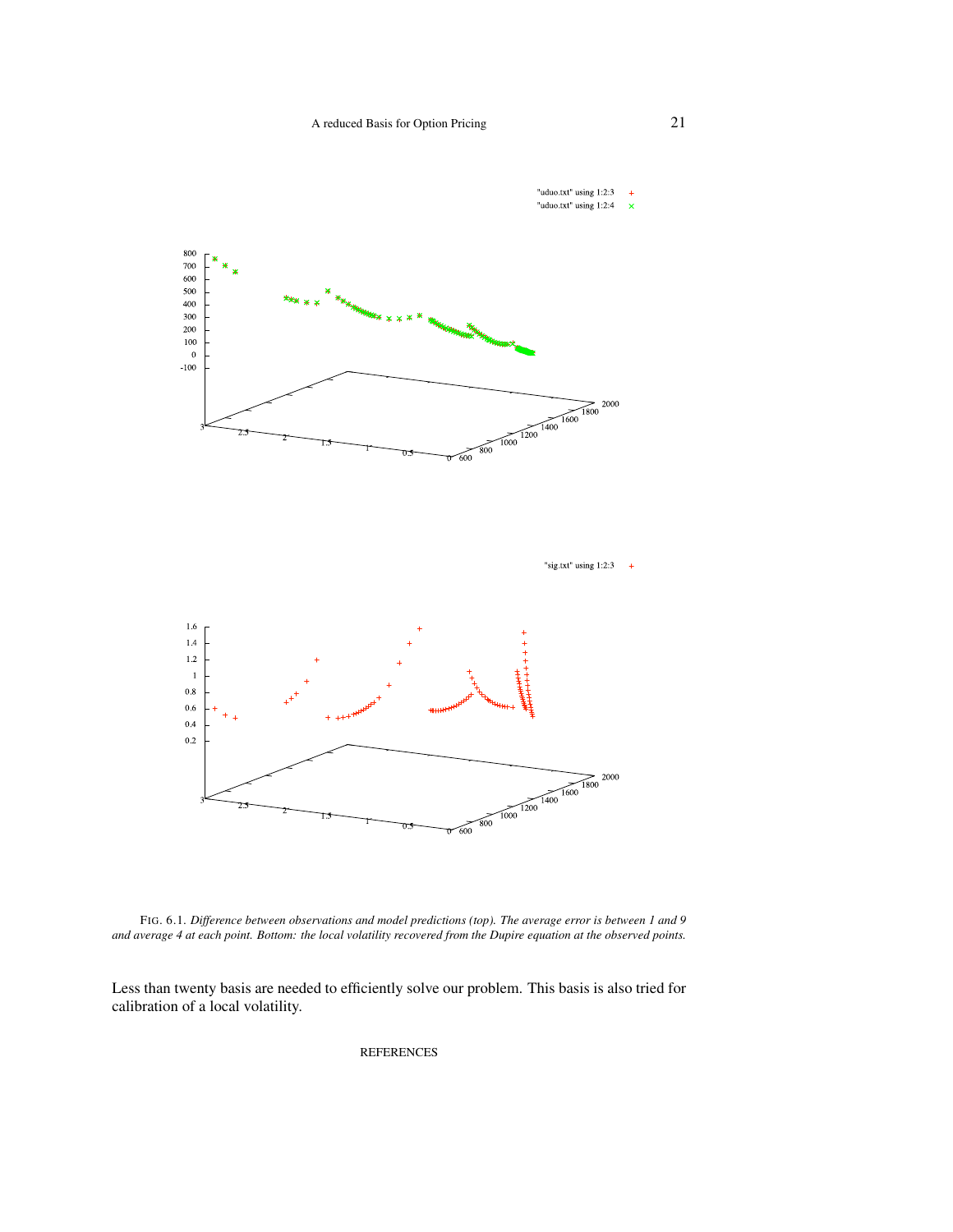FIG. 6.1. *Difference between observations and model predictions (top). The average error is between 1 and 9 and average 4 at each point. Bottom: the local volatility recovered from the Dupire equation at the observed points.*

Less than twenty basis are needed to efficiently solve our problem. This basis is also tried for calibration of a local volatility.

REFERENCES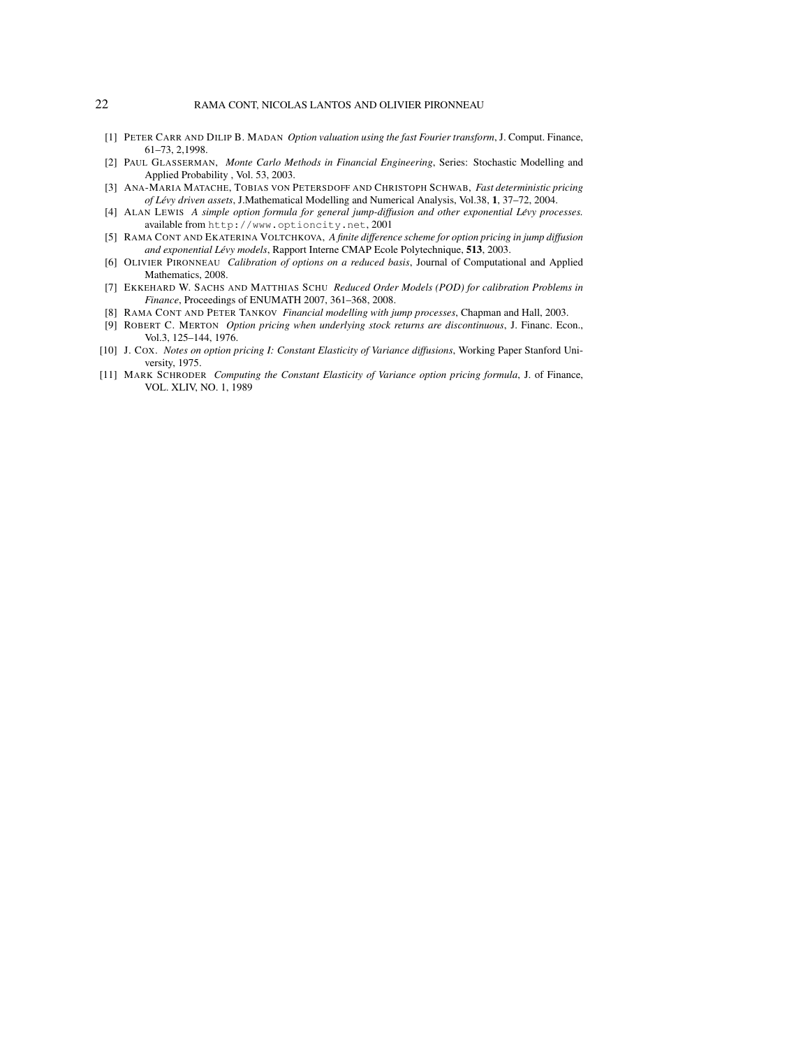- [1] PETER CARR AND DILIP B. MADAN *Option valuation using the fast Fourier transform*, J. Comput. Finance, 61–73, 2,1998.
- [2] PAUL GLASSERMAN, *Monte Carlo Methods in Financial Engineering*, Series: Stochastic Modelling and Applied Probability , Vol. 53, 2003.
- [3] ANA-MARIA MATACHE, TOBIAS VON PETERSDOFF AND CHRISTOPH SCHWAB, *Fast deterministic pricing of Lévy driven assets*, J.Mathematical Modelling and Numerical Analysis, Vol.38, **1**, 37–72, 2004.
- [4] ALAN LEWIS *A simple option formula for general jump-diffusion and other exponential Lévy processes.* available from `http://www.optioncity.net`, 2001
- [5] RAMA CONT AND EKATERINA VOLTCHKOVA, *A finite difference scheme for option pricing in jump diffusion and exponential Lévy models*, Rapport Interne CMAP Ecole Polytechnique, **513**, 2003.
- [6] OLIVIER PIRONNEAU *Calibration of options on a reduced basis*, Journal of Computational and Applied Mathematics, 2008.
- [7] EKKEHARD W. SACHS AND MATTHIAS SCHU *Reduced Order Models (POD) for calibration Problems in Finance*, Proceedings of ENUMATH 2007, 361–368, 2008.
- [8] RAMA CONT AND PETER TANKOV *Financial modelling with jump processes*, Chapman and Hall, 2003.
- [9] ROBERT C. MERTON *Option pricing when underlying stock returns are discontinuous*, J. Financ. Econ., Vol.3, 125–144, 1976.
- [10] J. COX. *Notes on option pricing I: Constant Elasticity of Variance diffusions*, Working Paper Stanford University, 1975.
- [11] MARK SCHRODER *Computing the Constant Elasticity of Variance option pricing formula*, J. of Finance, VOL. XLIV, NO. 1, 1989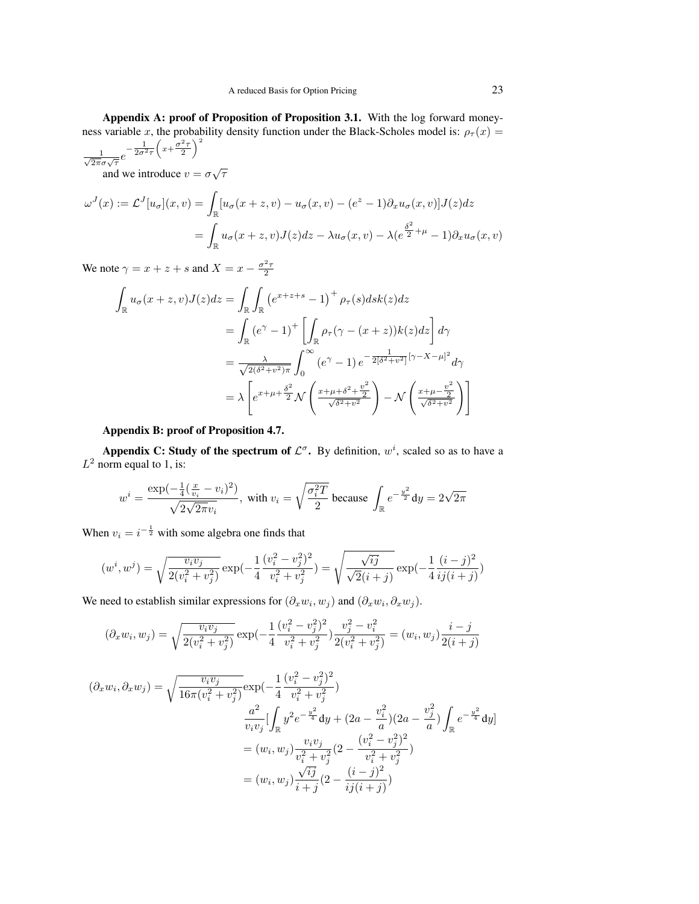**Appendix A: proof of Proposition of Proposition 3.1.** With the log forward moneyness variable $x$, the probability density function under the Black-Scholes model is: $\rho_\tau(x) = \frac{1}{\sqrt{2\pi}\sigma\sqrt{\tau}} e^{-\frac{1}{2\sigma^2\tau}\left(x+\frac{\sigma^2\tau}{2}\right)^2}$

and we introduce $v = \sigma\sqrt{\tau}$

$$
\begin{aligned}
\omega^J(x) := \mathcal{L}^J[u_\sigma](x,v) &= \int_{\mathbb{R}} [u_\sigma(x+z,v) - u_\sigma(x,v) - (e^z-1)\partial_x u_\sigma(x,v)]J(z)dz \\
&= \int_{\mathbb{R}} u_\sigma(x+z,v)J(z)dz - \lambda u_\sigma(x,v) - \lambda(e^{\frac{\delta^2}{2}+\mu}-1)\partial_x u_\sigma(x,v)
\end{aligned}
$$

We note $\gamma = x+z+s$ and $X = x - \frac{\sigma^2\tau}{2}$

$$
\begin{aligned}
\int_{\mathbb{R}} u_\sigma(x+z,v)J(z)dz &= \int_{\mathbb{R}}\int_{\mathbb{R}} \left(e^{x+z+s}-1\right)^+ \rho_\tau(s)ds k(z)dz \\
&= \int_{\mathbb{R}} (e^\gamma - 1)^+ \left[\int_{\mathbb{R}} \rho_\tau(\gamma-(x+z))k(z)dz\right] d\gamma \\
&= \frac{\lambda}{\sqrt{2(\delta^2+v^2)\pi}} \int_0^\infty (e^\gamma-1)\, e^{-\frac{1}{2[\delta^2+v^2]}[\gamma-X-\mu]^2} d\gamma \\
&= \lambda\left[e^{x+\mu+\frac{\delta^2}{2}} \mathcal{N}\left(\frac{x+\mu+\delta^2+\frac{v^2}{2}}{\sqrt{\delta^2+v^2}}\right) - \mathcal{N}\left(\frac{x+\mu-\frac{v^2}{2}}{\sqrt{\delta^2+v^2}}\right)\right]
\end{aligned}
$$

**Appendix B: proof of Proposition 4.7.**

**Appendix C: Study of the spectrum of $\mathcal{L}^\sigma$.** By definition, $w^i$, scaled so as to have a $L^2$ norm equal to 1, is:

$$
w^i = \frac{\exp(-\frac{1}{4}(\frac{x}{v_i}-v_i)^2)}{\sqrt{2\sqrt{2\pi}v_i}}, \text{ with } v_i = \sqrt{\frac{\sigma_i^2 T}{2}} \text{ because } \int_{\mathbb{R}} e^{-\frac{y^2}{2}}\mathrm{d}y = 2\sqrt{2\pi}
$$

When $v_i = i^{-\frac{1}{2}}$ with some algebra one finds that

$$
(w^i, w^j) = \sqrt{\frac{v_i v_j}{2(v_i^2+v_j^2)}} \exp(-\frac{1}{4}\frac{(v_i^2-v_j^2)^2}{v_i^2+v_j^2}) = \sqrt{\frac{\sqrt{ij}}{\sqrt{2}(i+j)}} \exp(-\frac{1}{4}\frac{(i-j)^2}{ij(i+j)})
$$

We need to establish similar expressions for $(\partial_x w_i, w_j)$ and $(\partial_x w_i, \partial_x w_j)$.

$$
(\partial_x w_i, w_j) = \sqrt{\frac{v_i v_j}{2(v_i^2+v_j^2)}} \exp(-\frac{1}{4}\frac{(v_i^2-v_j^2)^2}{v_i^2+v_j^2}) \frac{v_j^2-v_i^2}{2(v_i^2+v_j^2)} = (w_i, w_j)\frac{i-j}{2(i+j)}
$$

$$
\begin{aligned}
(\partial_x w_i, \partial_x w_j) = \sqrt{\frac{v_i v_j}{16\pi(v_i^2+v_j^2)}} &\exp(-\frac{1}{4}\frac{(v_i^2-v_j^2)^2}{v_i^2+v_j^2}) \\
&\frac{a^2}{v_i v_j}[\int_{\mathbb{R}} y^2 e^{-\frac{y^2}{4}}\mathrm{d}y + (2a - \frac{v_i^2}{a})(2a - \frac{v_j^2}{a})\int_{\mathbb{R}} e^{-\frac{y^2}{4}}\mathrm{d}y] \\
&= (w_i, w_j)\frac{v_i v_j}{v_i^2+v_j^2}(2 - \frac{(v_i^2-v_j^2)^2}{v_i^2+v_j^2}) \\
&= (w_i, w_j)\frac{\sqrt{ij}}{i+j}(2 - \frac{(i-j)^2}{ij(i+j)})
\end{aligned}
$$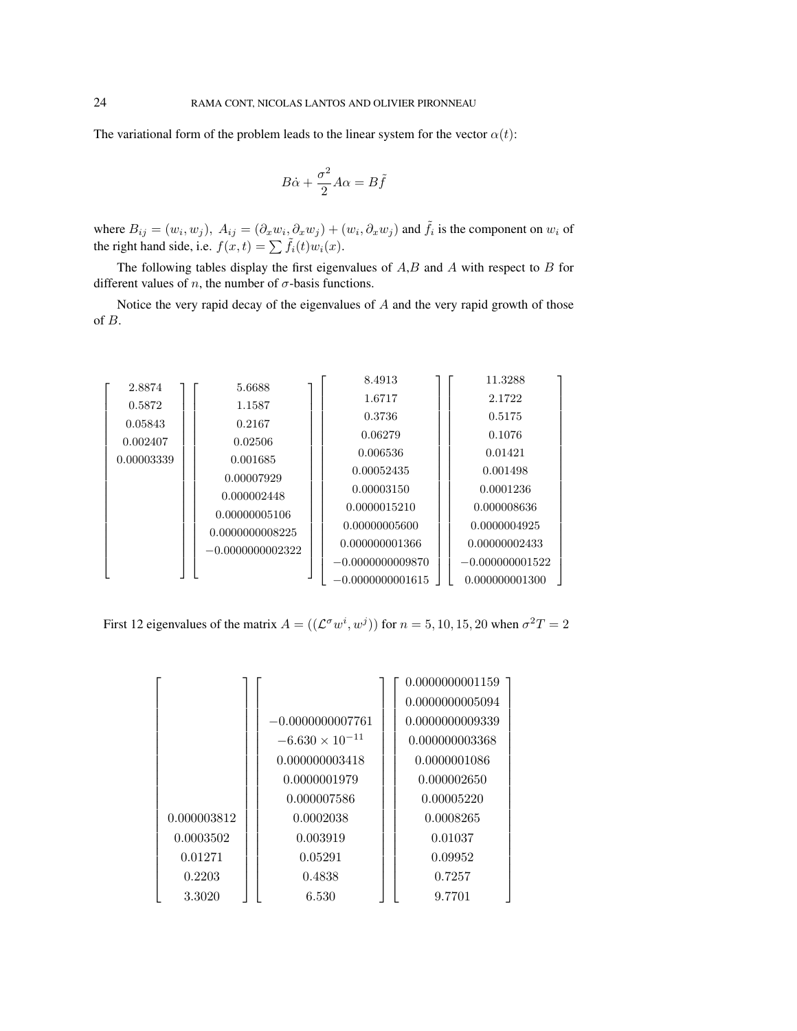The variational form of the problem leads to the linear system for the vector $\alpha(t)$:

$$B\dot{\alpha} + \frac{\sigma^2}{2} A\alpha = B\tilde{f}$$

where $B_{ij} = (w_i, w_j),\ A_{ij} = (\partial_x w_i, \partial_x w_j) + (w_i, \partial_x w_j)$ and $\tilde{f}_i$ is the component on $w_i$ of the right hand side, i.e. $f(x,t) = \sum \tilde{f}_i(t) w_i(x)$.

The following tables display the first eigenvalues of $A$,$B$ and $A$ with respect to $B$ for different values of $n$, the number of $\sigma$-basis functions.

Notice the very rapid decay of the eigenvalues of $A$ and the very rapid growth of those of $B$.

$$\begin{bmatrix} 2.8874 \\ 0.5872 \\ 0.05843 \\ 0.002407 \\ 0.00003339 \\ \\ \\ \\ \\ \\ \end{bmatrix} \begin{bmatrix} 5.6688 \\ 1.1587 \\ 0.2167 \\ 0.02506 \\ 0.001685 \\ 0.00007929 \\ 0.000002448 \\ 0.00000005106 \\ 0.0000000008225 \\ -0.0000000002322 \end{bmatrix} \begin{bmatrix} 8.4913 \\ 1.6717 \\ 0.3736 \\ 0.06279 \\ 0.006536 \\ 0.00052435 \\ 0.00003150 \\ 0.0000015210 \\ 0.00000005600 \\ 0.000000001366 \\ -0.0000000009870 \\ -0.0000000001615 \end{bmatrix} \begin{bmatrix} 11.3288 \\ 2.1722 \\ 0.5175 \\ 0.1076 \\ 0.01421 \\ 0.001498 \\ 0.0001236 \\ 0.000008636 \\ 0.0000004925 \\ 0.00000002433 \\ -0.000000001522 \\ 0.000000001300 \end{bmatrix}$$

First 12 eigenvalues of the matrix $A = ((\mathcal{L}^\sigma w^i, w^j))$ for $n = 5, 10, 15, 20$ when $\sigma^2 T = 2$

$$\begin{bmatrix} \\ \\ \\ \\ \\ \\ \\ 0.000003812 \\ 0.0003502 \\ 0.01271 \\ 0.2203 \\ 3.3020 \end{bmatrix} \begin{bmatrix} \\ \\ -0.0000000007761 \\ -6.630 \times 10^{-11} \\ 0.000000003418 \\ 0.0000001979 \\ 0.000007586 \\ 0.0002038 \\ 0.003919 \\ 0.05291 \\ 0.4838 \\ 6.530 \end{bmatrix} \begin{bmatrix} 0.0000000001159 \\ 0.0000000005094 \\ 0.0000000009339 \\ 0.000000003368 \\ 0.0000001086 \\ 0.000002650 \\ 0.00005220 \\ 0.0008265 \\ 0.01037 \\ 0.09952 \\ 0.7257 \\ 9.7701 \end{bmatrix}$$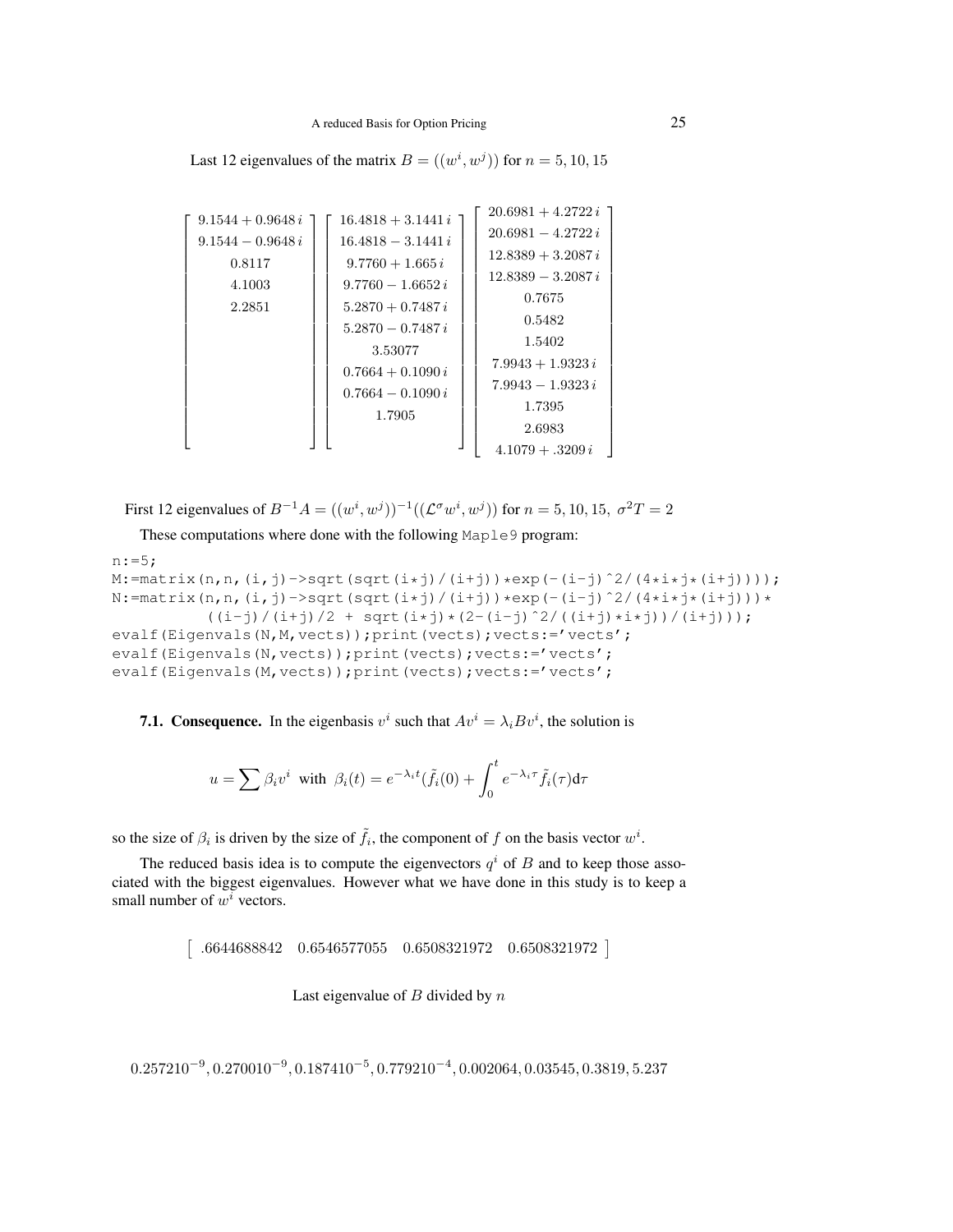Last 12 eigenvalues of the matrix $B = ((w^i, w^j))$ for $n = 5, 10, 15$

$$
\begin{bmatrix} 9.1544 + 0.9648\,i \\ 9.1544 - 0.9648\,i \\ 0.8117 \\ 4.1003 \\ 2.2851 \\ \\ \\ \\ \\ \\ \\ \end{bmatrix}
\begin{bmatrix} 16.4818 + 3.1441\,i \\ 16.4818 - 3.1441\,i \\ 9.7760 + 1.665\,i \\ 9.7760 - 1.6652\,i \\ 5.2870 + 0.7487\,i \\ 5.2870 - 0.7487\,i \\ 3.53077 \\ 0.7664 + 0.1090\,i \\ 0.7664 - 0.1090\,i \\ 1.7905 \\ \\ \end{bmatrix}
\begin{bmatrix} 20.6981 + 4.2722\,i \\ 20.6981 - 4.2722\,i \\ 12.8389 + 3.2087\,i \\ 12.8389 - 3.2087\,i \\ 0.7675 \\ 0.5482 \\ 1.5402 \\ 7.9943 + 1.9323\,i \\ 7.9943 - 1.9323\,i \\ 1.7395 \\ 2.6983 \\ 4.1079 + .3209\,i \end{bmatrix}
$$

First 12 eigenvalues of $B^{-1}A = ((w^i, w^j))^{-1}((\mathcal{L}^\sigma w^i, w^j))$ for $n = 5, 10, 15,\ \sigma^2 T = 2$

These computations where done with the following Maple9 program:

```
n:=5;
M:=matrix(n,n,(i,j)->sqrt(sqrt(i*j)/(i+j))*exp(-(i-j)^2/(4*i*j*(i+j))));
N:=matrix(n,n,(i,j)->sqrt(sqrt(i*j)/(i+j))*exp(-(i-j)^2/(4*i*j*(i+j)))*
         ((i-j)/(i+j)/2 + sqrt(i*j)*(2-(i-j)^2/((i+j)*i*j))/(i+j)));
evalf(Eigenvals(N,M,vects));print(vects);vects:='vects';
evalf(Eigenvals(N,vects));print(vects);vects:='vects';
evalf(Eigenvals(M,vects));print(vects);vects:='vects';
```

**7.1. Consequence.** In the eigenbasis $v^i$ such that $Av^i = \lambda_i B v^i$, the solution is

$$
u = \sum \beta_i v^i \;\text{ with }\; \beta_i(t) = e^{-\lambda_i t}(\tilde{f}_i(0) + \int_0^t e^{-\lambda_i \tau} \tilde{f}_i(\tau) \mathrm{d}\tau
$$

so the size of $\beta_i$ is driven by the size of $\tilde{f}_i$, the component of $f$ on the basis vector $w^i$.

The reduced basis idea is to compute the eigenvectors $q^i$ of $B$ and to keep those associated with the biggest eigenvalues. However what we have done in this study is to keep a small number of $w^i$ vectors.

$$
\begin{bmatrix} .6644688842 & 0.6546577055 & 0.6508321972 & 0.6508321972 \end{bmatrix}
$$

Last eigenvalue of $B$ divided by $n$

$0.257210^{-9}, 0.270010^{-9}, 0.187410^{-5}, 0.779210^{-4}, 0.002064, 0.03545, 0.3819, 5.237$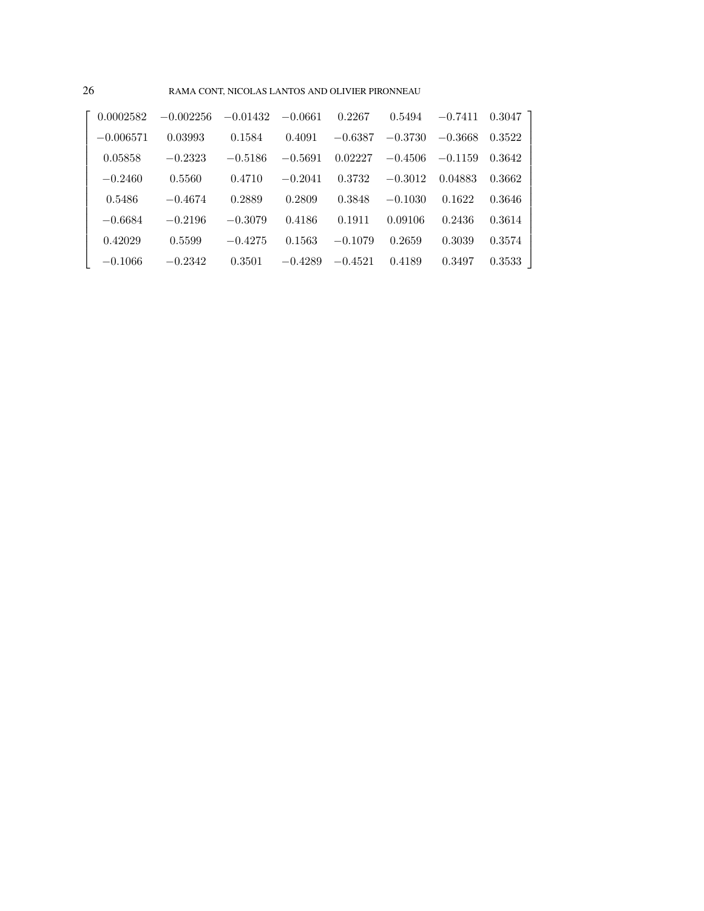$$
\begin{bmatrix}
0.0002582 & -0.002256 & -0.01432 & -0.0661 & 0.2267 & 0.5494 & -0.7411 & 0.3047 \\
-0.006571 & 0.03993 & 0.1584 & 0.4091 & -0.6387 & -0.3730 & -0.3668 & 0.3522 \\
0.05858 & -0.2323 & -0.5186 & -0.5691 & 0.02227 & -0.4506 & -0.1159 & 0.3642 \\
-0.2460 & 0.5560 & 0.4710 & -0.2041 & 0.3732 & -0.3012 & 0.04883 & 0.3662 \\
0.5486 & -0.4674 & 0.2889 & 0.2809 & 0.3848 & -0.1030 & 0.1622 & 0.3646 \\
-0.6684 & -0.2196 & -0.3079 & 0.4186 & 0.1911 & 0.09106 & 0.2436 & 0.3614 \\
0.42029 & 0.5599 & -0.4275 & 0.1563 & -0.1079 & 0.2659 & 0.3039 & 0.3574 \\
-0.1066 & -0.2342 & 0.3501 & -0.4289 & -0.4521 & 0.4189 & 0.3497 & 0.3533
\end{bmatrix}
$$